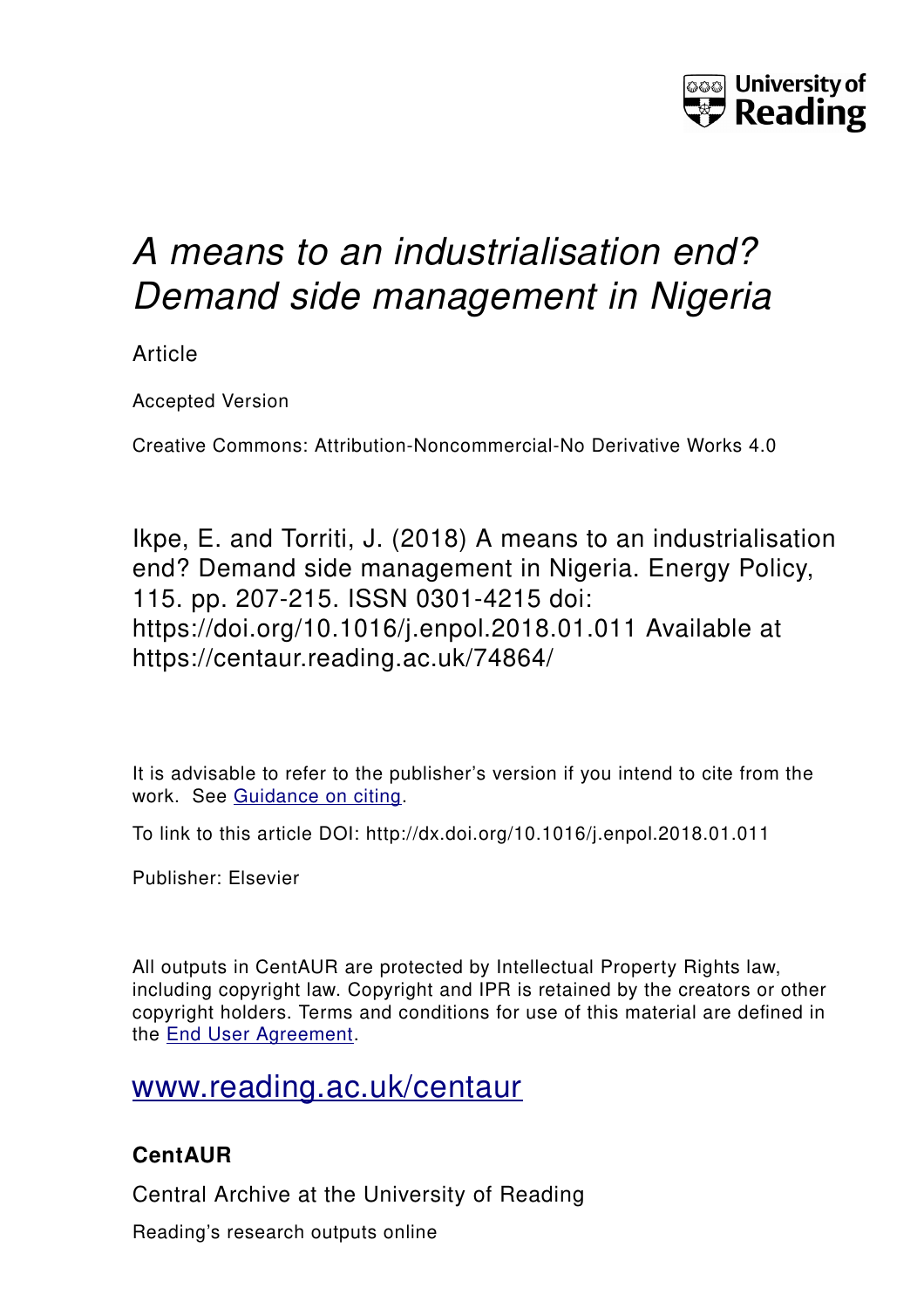University of Reading

# *A means to an industrialisation end? Demand side management in Nigeria*

Article

Accepted Version

Creative Commons: Attribution-Noncommercial-No Derivative Works 4.0

Ikpe, E. and Torriti, J. (2018) A means to an industrialisation end? Demand side management in Nigeria. Energy Policy, 115. pp. 207-215. ISSN 0301-4215 doi: https://doi.org/10.1016/j.enpol.2018.01.011 Available at https://centaur.reading.ac.uk/74864/

It is advisable to refer to the publisher's version if you intend to cite from the work. See Guidance on citing.

To link to this article DOI: http://dx.doi.org/10.1016/j.enpol.2018.01.011

Publisher: Elsevier

All outputs in CentAUR are protected by Intellectual Property Rights law, including copyright law. Copyright and IPR is retained by the creators or other copyright holders. Terms and conditions for use of this material are defined in the End User Agreement.

www.reading.ac.uk/centaur

**CentAUR**

Central Archive at the University of Reading

Reading's research outputs online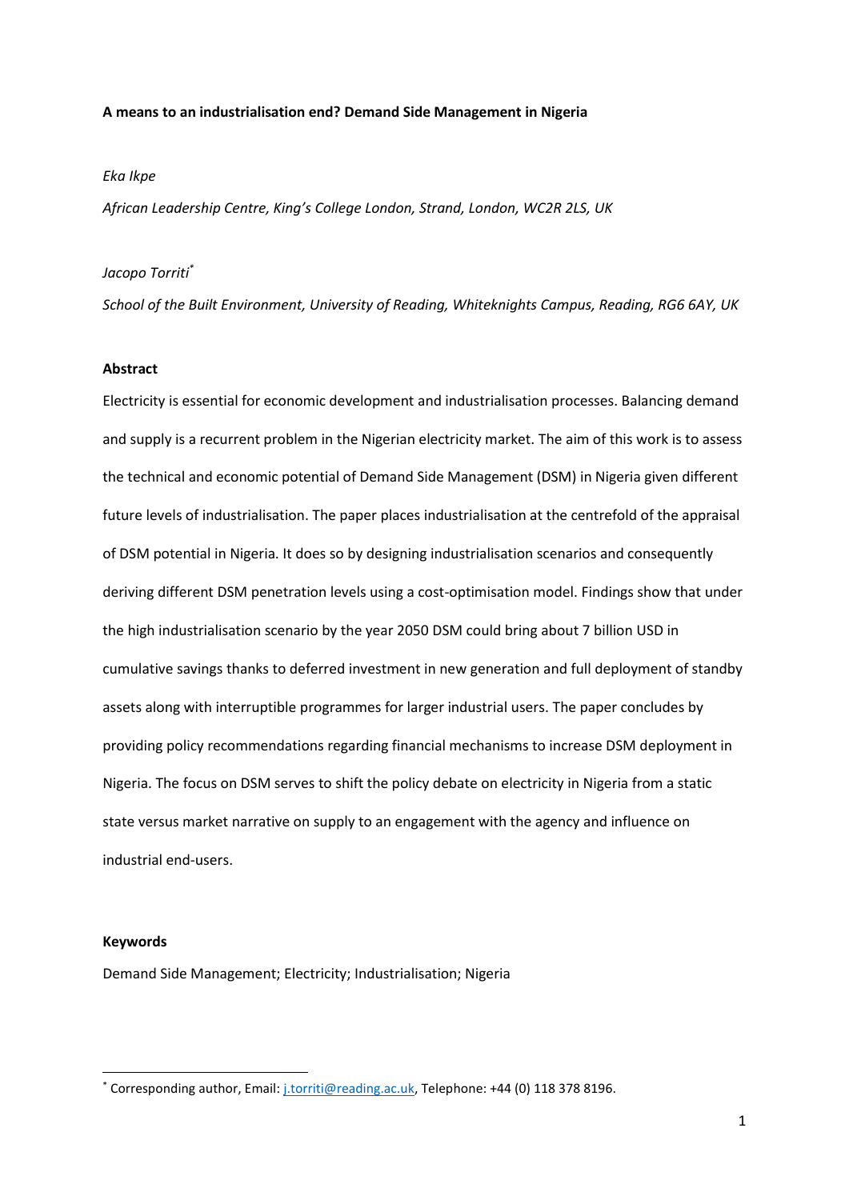**A means to an industrialisation end? Demand Side Management in Nigeria**

*Eka Ikpe*

*African Leadership Centre, King's College London, Strand, London, WC2R 2LS, UK*

*Jacopo Torriti*[*]

*School of the Built Environment, University of Reading, Whiteknights Campus, Reading, RG6 6AY, UK*

**Abstract**

Electricity is essential for economic development and industrialisation processes. Balancing demand and supply is a recurrent problem in the Nigerian electricity market. The aim of this work is to assess the technical and economic potential of Demand Side Management (DSM) in Nigeria given different future levels of industrialisation. The paper places industrialisation at the centrefold of the appraisal of DSM potential in Nigeria. It does so by designing industrialisation scenarios and consequently deriving different DSM penetration levels using a cost-optimisation model. Findings show that under the high industrialisation scenario by the year 2050 DSM could bring about 7 billion USD in cumulative savings thanks to deferred investment in new generation and full deployment of standby assets along with interruptible programmes for larger industrial users. The paper concludes by providing policy recommendations regarding financial mechanisms to increase DSM deployment in Nigeria. The focus on DSM serves to shift the policy debate on electricity in Nigeria from a static state versus market narrative on supply to an engagement with the agency and influence on industrial end-users.

**Keywords**

Demand Side Management; Electricity; Industrialisation; Nigeria

[*] Corresponding author, Email: j.torriti@reading.ac.uk, Telephone: +44 (0) 118 378 8196.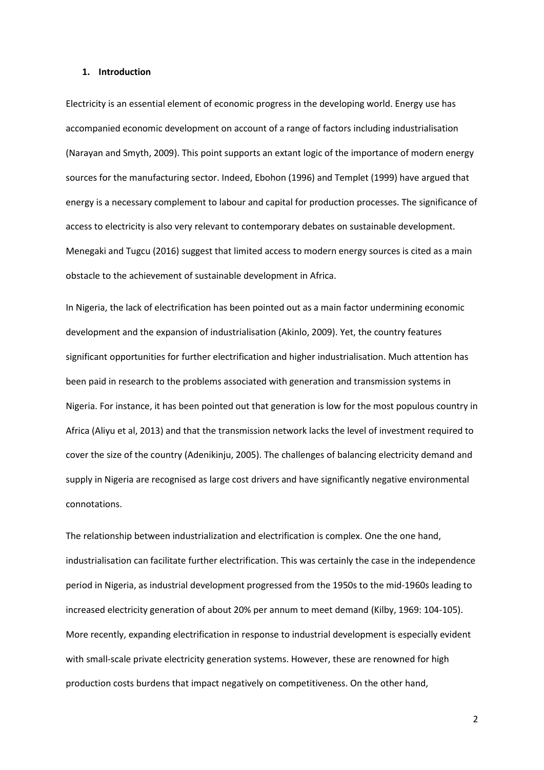## 1. Introduction

Electricity is an essential element of economic progress in the developing world. Energy use has accompanied economic development on account of a range of factors including industrialisation (Narayan and Smyth, 2009). This point supports an extant logic of the importance of modern energy sources for the manufacturing sector. Indeed, Ebohon (1996) and Templet (1999) have argued that energy is a necessary complement to labour and capital for production processes. The significance of access to electricity is also very relevant to contemporary debates on sustainable development. Menegaki and Tugcu (2016) suggest that limited access to modern energy sources is cited as a main obstacle to the achievement of sustainable development in Africa.

In Nigeria, the lack of electrification has been pointed out as a main factor undermining economic development and the expansion of industrialisation (Akinlo, 2009). Yet, the country features significant opportunities for further electrification and higher industrialisation. Much attention has been paid in research to the problems associated with generation and transmission systems in Nigeria. For instance, it has been pointed out that generation is low for the most populous country in Africa (Aliyu et al, 2013) and that the transmission network lacks the level of investment required to cover the size of the country (Adenikinju, 2005). The challenges of balancing electricity demand and supply in Nigeria are recognised as large cost drivers and have significantly negative environmental connotations.

The relationship between industrialization and electrification is complex. One the one hand, industrialisation can facilitate further electrification. This was certainly the case in the independence period in Nigeria, as industrial development progressed from the 1950s to the mid-1960s leading to increased electricity generation of about 20% per annum to meet demand (Kilby, 1969: 104-105). More recently, expanding electrification in response to industrial development is especially evident with small-scale private electricity generation systems. However, these are renowned for high production costs burdens that impact negatively on competitiveness. On the other hand,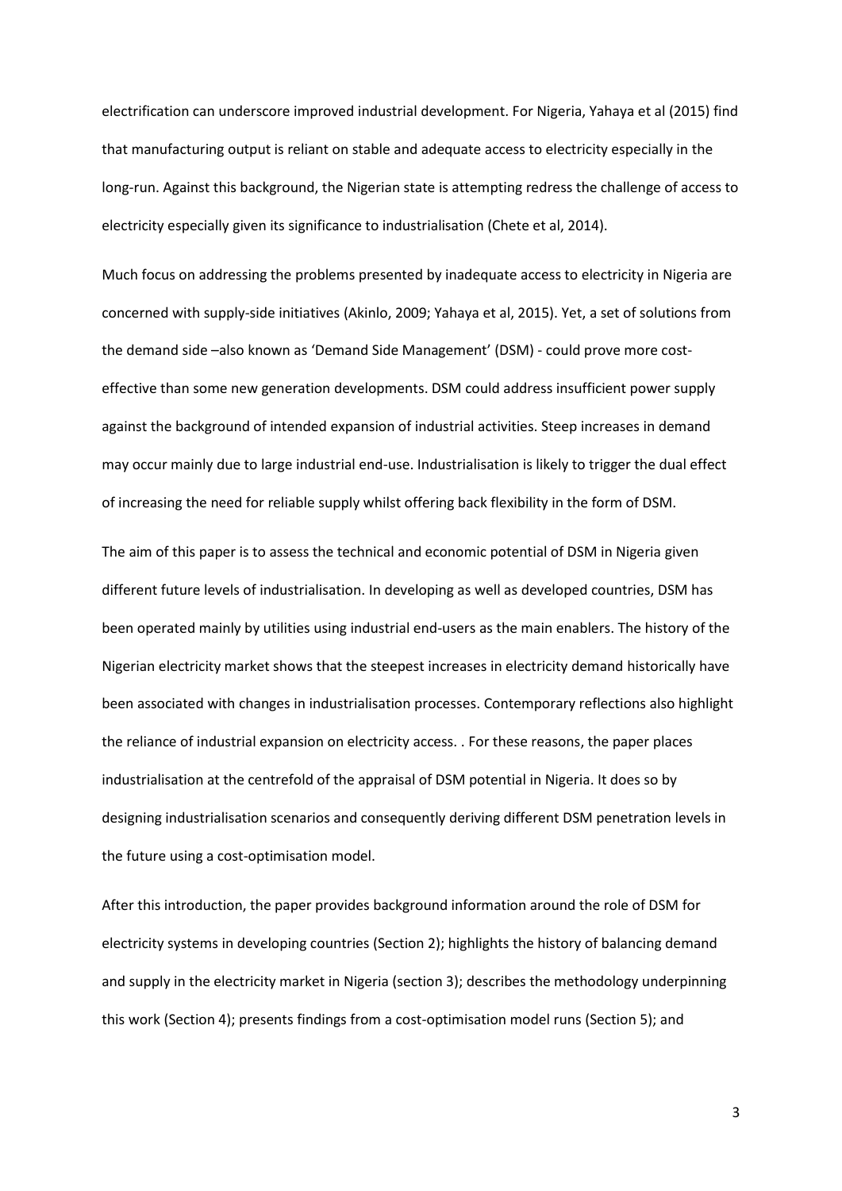electrification can underscore improved industrial development. For Nigeria, Yahaya et al (2015) find that manufacturing output is reliant on stable and adequate access to electricity especially in the long-run. Against this background, the Nigerian state is attempting redress the challenge of access to electricity especially given its significance to industrialisation (Chete et al, 2014).

Much focus on addressing the problems presented by inadequate access to electricity in Nigeria are concerned with supply-side initiatives (Akinlo, 2009; Yahaya et al, 2015). Yet, a set of solutions from the demand side –also known as 'Demand Side Management' (DSM) - could prove more cost-effective than some new generation developments. DSM could address insufficient power supply against the background of intended expansion of industrial activities. Steep increases in demand may occur mainly due to large industrial end-use. Industrialisation is likely to trigger the dual effect of increasing the need for reliable supply whilst offering back flexibility in the form of DSM.

The aim of this paper is to assess the technical and economic potential of DSM in Nigeria given different future levels of industrialisation. In developing as well as developed countries, DSM has been operated mainly by utilities using industrial end-users as the main enablers. The history of the Nigerian electricity market shows that the steepest increases in electricity demand historically have been associated with changes in industrialisation processes. Contemporary reflections also highlight the reliance of industrial expansion on electricity access. . For these reasons, the paper places industrialisation at the centrefold of the appraisal of DSM potential in Nigeria. It does so by designing industrialisation scenarios and consequently deriving different DSM penetration levels in the future using a cost-optimisation model.

After this introduction, the paper provides background information around the role of DSM for electricity systems in developing countries (Section 2); highlights the history of balancing demand and supply in the electricity market in Nigeria (section 3); describes the methodology underpinning this work (Section 4); presents findings from a cost-optimisation model runs (Section 5); and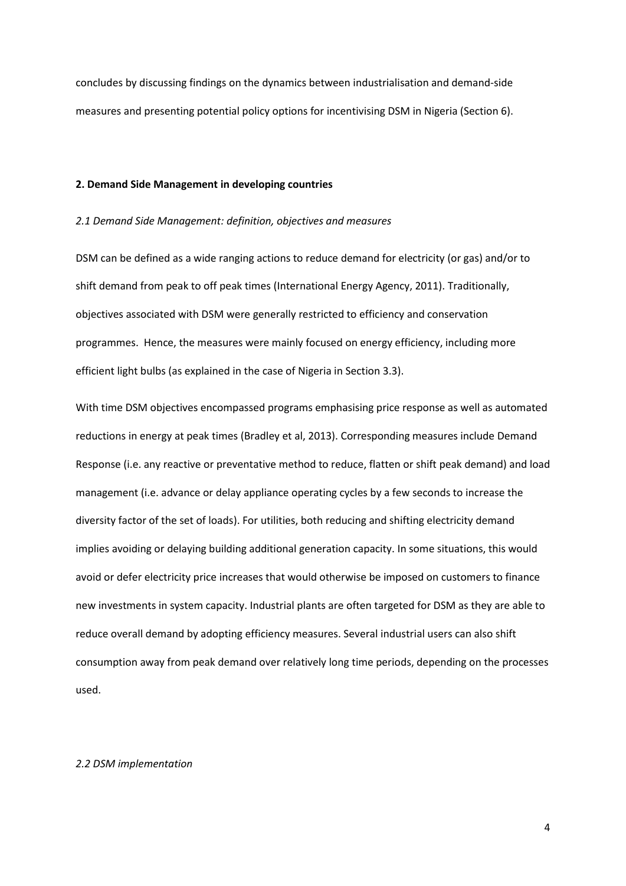concludes by discussing findings on the dynamics between industrialisation and demand-side measures and presenting potential policy options for incentivising DSM in Nigeria (Section 6).

## 2. Demand Side Management in developing countries

### *2.1 Demand Side Management: definition, objectives and measures*

DSM can be defined as a wide ranging actions to reduce demand for electricity (or gas) and/or to shift demand from peak to off peak times (International Energy Agency, 2011). Traditionally, objectives associated with DSM were generally restricted to efficiency and conservation programmes. Hence, the measures were mainly focused on energy efficiency, including more efficient light bulbs (as explained in the case of Nigeria in Section 3.3).

With time DSM objectives encompassed programs emphasising price response as well as automated reductions in energy at peak times (Bradley et al, 2013). Corresponding measures include Demand Response (i.e. any reactive or preventative method to reduce, flatten or shift peak demand) and load management (i.e. advance or delay appliance operating cycles by a few seconds to increase the diversity factor of the set of loads). For utilities, both reducing and shifting electricity demand implies avoiding or delaying building additional generation capacity. In some situations, this would avoid or defer electricity price increases that would otherwise be imposed on customers to finance new investments in system capacity. Industrial plants are often targeted for DSM as they are able to reduce overall demand by adopting efficiency measures. Several industrial users can also shift consumption away from peak demand over relatively long time periods, depending on the processes used.

### *2.2 DSM implementation*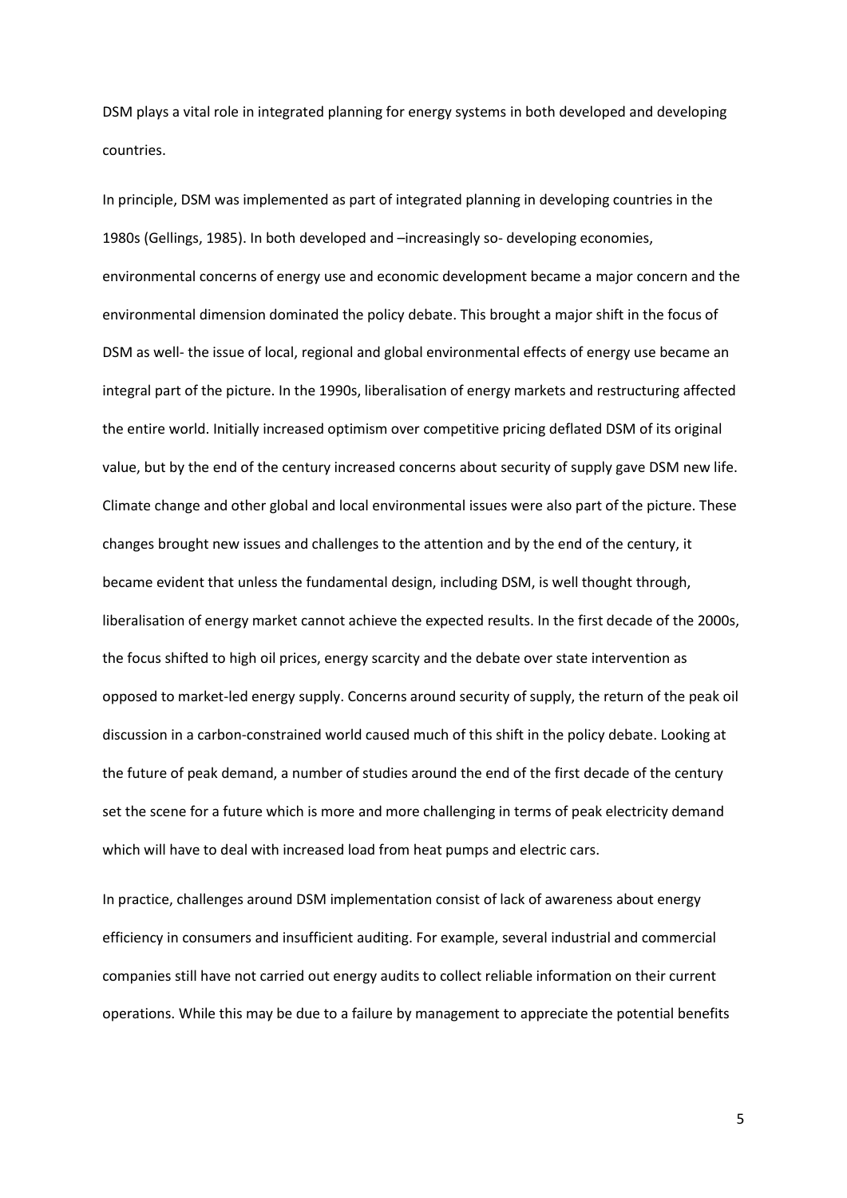DSM plays a vital role in integrated planning for energy systems in both developed and developing countries.

In principle, DSM was implemented as part of integrated planning in developing countries in the 1980s (Gellings, 1985). In both developed and –increasingly so- developing economies, environmental concerns of energy use and economic development became a major concern and the environmental dimension dominated the policy debate. This brought a major shift in the focus of DSM as well- the issue of local, regional and global environmental effects of energy use became an integral part of the picture. In the 1990s, liberalisation of energy markets and restructuring affected the entire world. Initially increased optimism over competitive pricing deflated DSM of its original value, but by the end of the century increased concerns about security of supply gave DSM new life. Climate change and other global and local environmental issues were also part of the picture. These changes brought new issues and challenges to the attention and by the end of the century, it became evident that unless the fundamental design, including DSM, is well thought through, liberalisation of energy market cannot achieve the expected results. In the first decade of the 2000s, the focus shifted to high oil prices, energy scarcity and the debate over state intervention as opposed to market-led energy supply. Concerns around security of supply, the return of the peak oil discussion in a carbon-constrained world caused much of this shift in the policy debate. Looking at the future of peak demand, a number of studies around the end of the first decade of the century set the scene for a future which is more and more challenging in terms of peak electricity demand which will have to deal with increased load from heat pumps and electric cars.

In practice, challenges around DSM implementation consist of lack of awareness about energy efficiency in consumers and insufficient auditing. For example, several industrial and commercial companies still have not carried out energy audits to collect reliable information on their current operations. While this may be due to a failure by management to appreciate the potential benefits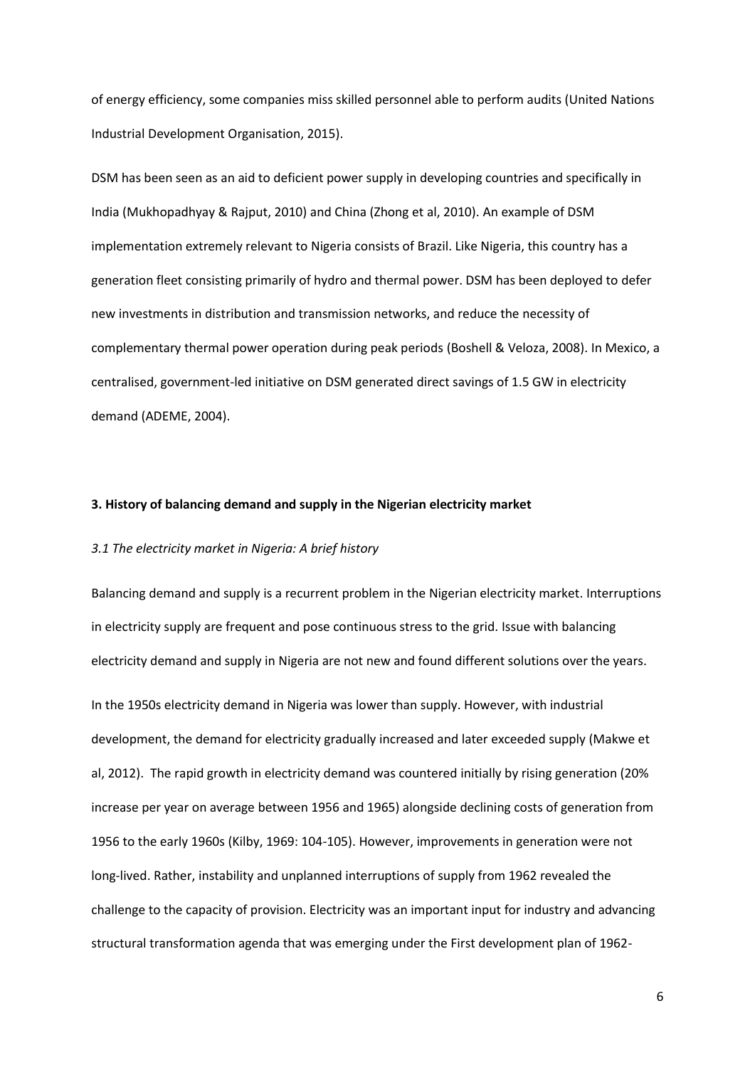of energy efficiency, some companies miss skilled personnel able to perform audits (United Nations Industrial Development Organisation, 2015).

DSM has been seen as an aid to deficient power supply in developing countries and specifically in India (Mukhopadhyay & Rajput, 2010) and China (Zhong et al, 2010). An example of DSM implementation extremely relevant to Nigeria consists of Brazil. Like Nigeria, this country has a generation fleet consisting primarily of hydro and thermal power. DSM has been deployed to defer new investments in distribution and transmission networks, and reduce the necessity of complementary thermal power operation during peak periods (Boshell & Veloza, 2008). In Mexico, a centralised, government-led initiative on DSM generated direct savings of 1.5 GW in electricity demand (ADEME, 2004).

## 3. History of balancing demand and supply in the Nigerian electricity market

### *3.1 The electricity market in Nigeria: A brief history*

Balancing demand and supply is a recurrent problem in the Nigerian electricity market. Interruptions in electricity supply are frequent and pose continuous stress to the grid. Issue with balancing electricity demand and supply in Nigeria are not new and found different solutions over the years.

In the 1950s electricity demand in Nigeria was lower than supply. However, with industrial development, the demand for electricity gradually increased and later exceeded supply (Makwe et al, 2012). The rapid growth in electricity demand was countered initially by rising generation (20% increase per year on average between 1956 and 1965) alongside declining costs of generation from 1956 to the early 1960s (Kilby, 1969: 104-105). However, improvements in generation were not long-lived. Rather, instability and unplanned interruptions of supply from 1962 revealed the challenge to the capacity of provision. Electricity was an important input for industry and advancing structural transformation agenda that was emerging under the First development plan of 1962-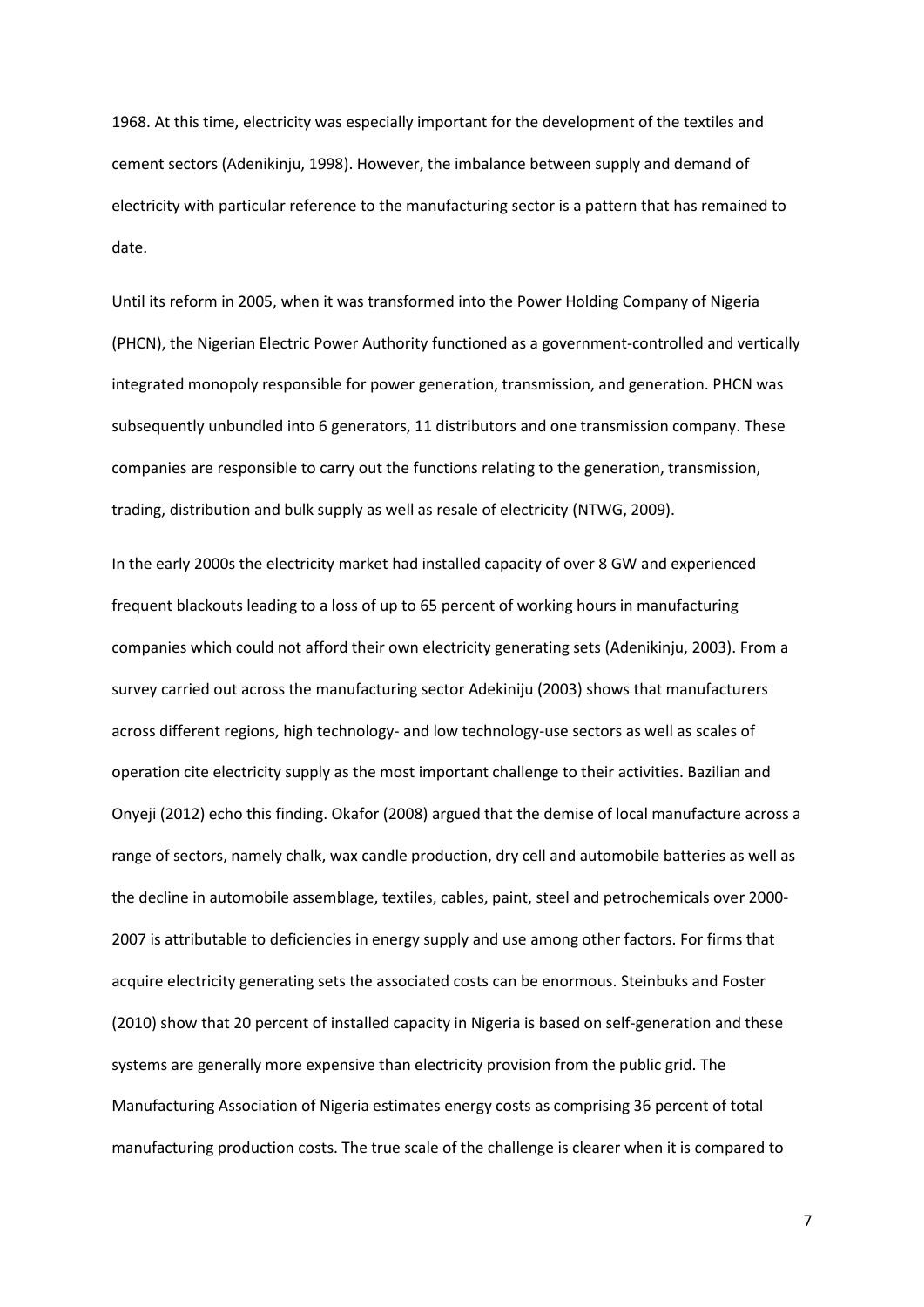1968. At this time, electricity was especially important for the development of the textiles and cement sectors (Adenikinju, 1998). However, the imbalance between supply and demand of electricity with particular reference to the manufacturing sector is a pattern that has remained to date.

Until its reform in 2005, when it was transformed into the Power Holding Company of Nigeria (PHCN), the Nigerian Electric Power Authority functioned as a government-controlled and vertically integrated monopoly responsible for power generation, transmission, and generation. PHCN was subsequently unbundled into 6 generators, 11 distributors and one transmission company. These companies are responsible to carry out the functions relating to the generation, transmission, trading, distribution and bulk supply as well as resale of electricity (NTWG, 2009).

In the early 2000s the electricity market had installed capacity of over 8 GW and experienced frequent blackouts leading to a loss of up to 65 percent of working hours in manufacturing companies which could not afford their own electricity generating sets (Adenikinju, 2003). From a survey carried out across the manufacturing sector Adekiniju (2003) shows that manufacturers across different regions, high technology- and low technology-use sectors as well as scales of operation cite electricity supply as the most important challenge to their activities. Bazilian and Onyeji (2012) echo this finding. Okafor (2008) argued that the demise of local manufacture across a range of sectors, namely chalk, wax candle production, dry cell and automobile batteries as well as the decline in automobile assemblage, textiles, cables, paint, steel and petrochemicals over 2000-2007 is attributable to deficiencies in energy supply and use among other factors. For firms that acquire electricity generating sets the associated costs can be enormous. Steinbuks and Foster (2010) show that 20 percent of installed capacity in Nigeria is based on self-generation and these systems are generally more expensive than electricity provision from the public grid. The Manufacturing Association of Nigeria estimates energy costs as comprising 36 percent of total manufacturing production costs. The true scale of the challenge is clearer when it is compared to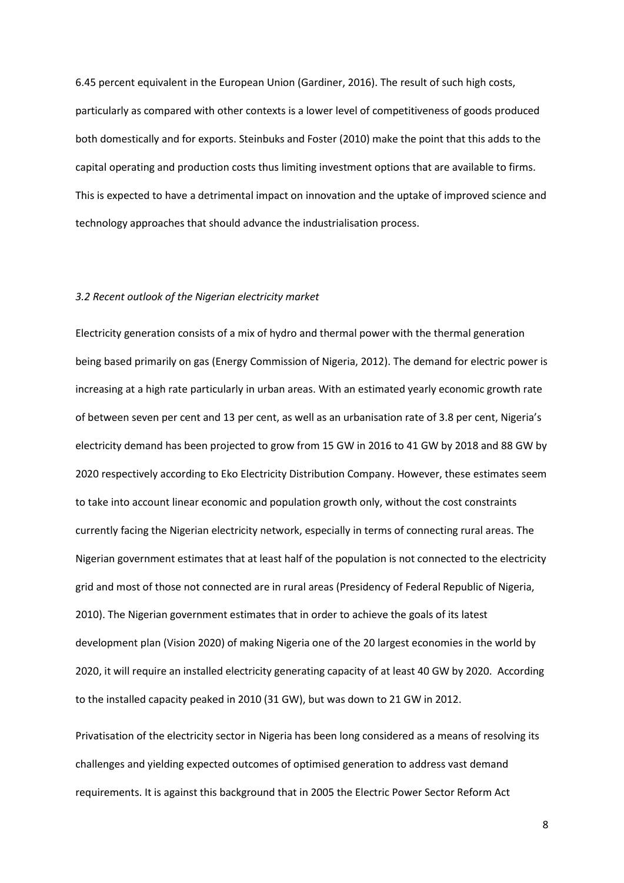6.45 percent equivalent in the European Union (Gardiner, 2016). The result of such high costs, particularly as compared with other contexts is a lower level of competitiveness of goods produced both domestically and for exports. Steinbuks and Foster (2010) make the point that this adds to the capital operating and production costs thus limiting investment options that are available to firms. This is expected to have a detrimental impact on innovation and the uptake of improved science and technology approaches that should advance the industrialisation process.

### *3.2 Recent outlook of the Nigerian electricity market*

Electricity generation consists of a mix of hydro and thermal power with the thermal generation being based primarily on gas (Energy Commission of Nigeria, 2012). The demand for electric power is increasing at a high rate particularly in urban areas. With an estimated yearly economic growth rate of between seven per cent and 13 per cent, as well as an urbanisation rate of 3.8 per cent, Nigeria's electricity demand has been projected to grow from 15 GW in 2016 to 41 GW by 2018 and 88 GW by 2020 respectively according to Eko Electricity Distribution Company. However, these estimates seem to take into account linear economic and population growth only, without the cost constraints currently facing the Nigerian electricity network, especially in terms of connecting rural areas. The Nigerian government estimates that at least half of the population is not connected to the electricity grid and most of those not connected are in rural areas (Presidency of Federal Republic of Nigeria, 2010). The Nigerian government estimates that in order to achieve the goals of its latest development plan (Vision 2020) of making Nigeria one of the 20 largest economies in the world by 2020, it will require an installed electricity generating capacity of at least 40 GW by 2020. According to the installed capacity peaked in 2010 (31 GW), but was down to 21 GW in 2012.

Privatisation of the electricity sector in Nigeria has been long considered as a means of resolving its challenges and yielding expected outcomes of optimised generation to address vast demand requirements. It is against this background that in 2005 the Electric Power Sector Reform Act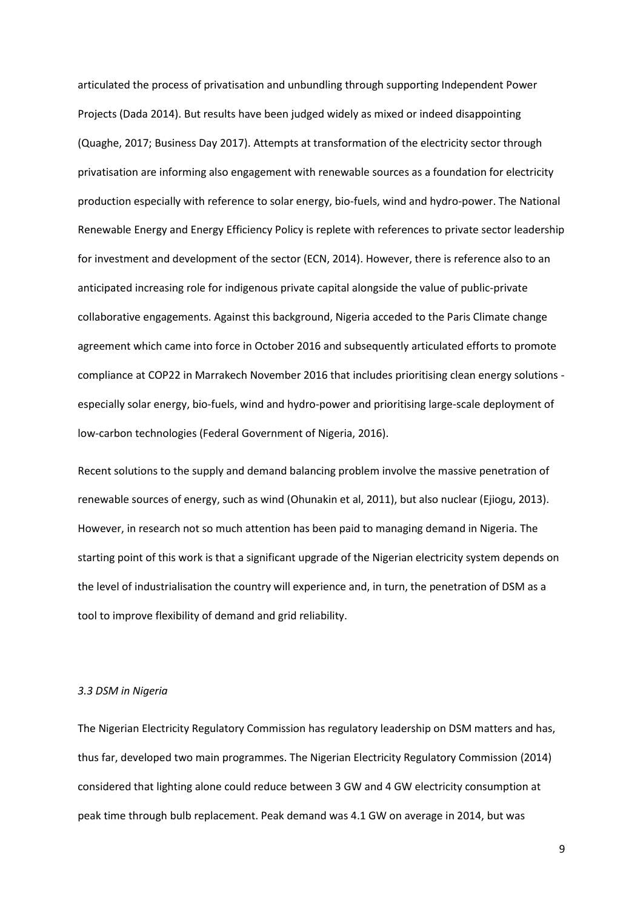articulated the process of privatisation and unbundling through supporting Independent Power Projects (Dada 2014). But results have been judged widely as mixed or indeed disappointing (Quaghe, 2017; Business Day 2017). Attempts at transformation of the electricity sector through privatisation are informing also engagement with renewable sources as a foundation for electricity production especially with reference to solar energy, bio-fuels, wind and hydro-power. The National Renewable Energy and Energy Efficiency Policy is replete with references to private sector leadership for investment and development of the sector (ECN, 2014). However, there is reference also to an anticipated increasing role for indigenous private capital alongside the value of public-private collaborative engagements. Against this background, Nigeria acceded to the Paris Climate change agreement which came into force in October 2016 and subsequently articulated efforts to promote compliance at COP22 in Marrakech November 2016 that includes prioritising clean energy solutions - especially solar energy, bio-fuels, wind and hydro-power and prioritising large-scale deployment of low-carbon technologies (Federal Government of Nigeria, 2016).

Recent solutions to the supply and demand balancing problem involve the massive penetration of renewable sources of energy, such as wind (Ohunakin et al, 2011), but also nuclear (Ejiogu, 2013). However, in research not so much attention has been paid to managing demand in Nigeria. The starting point of this work is that a significant upgrade of the Nigerian electricity system depends on the level of industrialisation the country will experience and, in turn, the penetration of DSM as a tool to improve flexibility of demand and grid reliability.

### *3.3 DSM in Nigeria*

The Nigerian Electricity Regulatory Commission has regulatory leadership on DSM matters and has, thus far, developed two main programmes. The Nigerian Electricity Regulatory Commission (2014) considered that lighting alone could reduce between 3 GW and 4 GW electricity consumption at peak time through bulb replacement. Peak demand was 4.1 GW on average in 2014, but was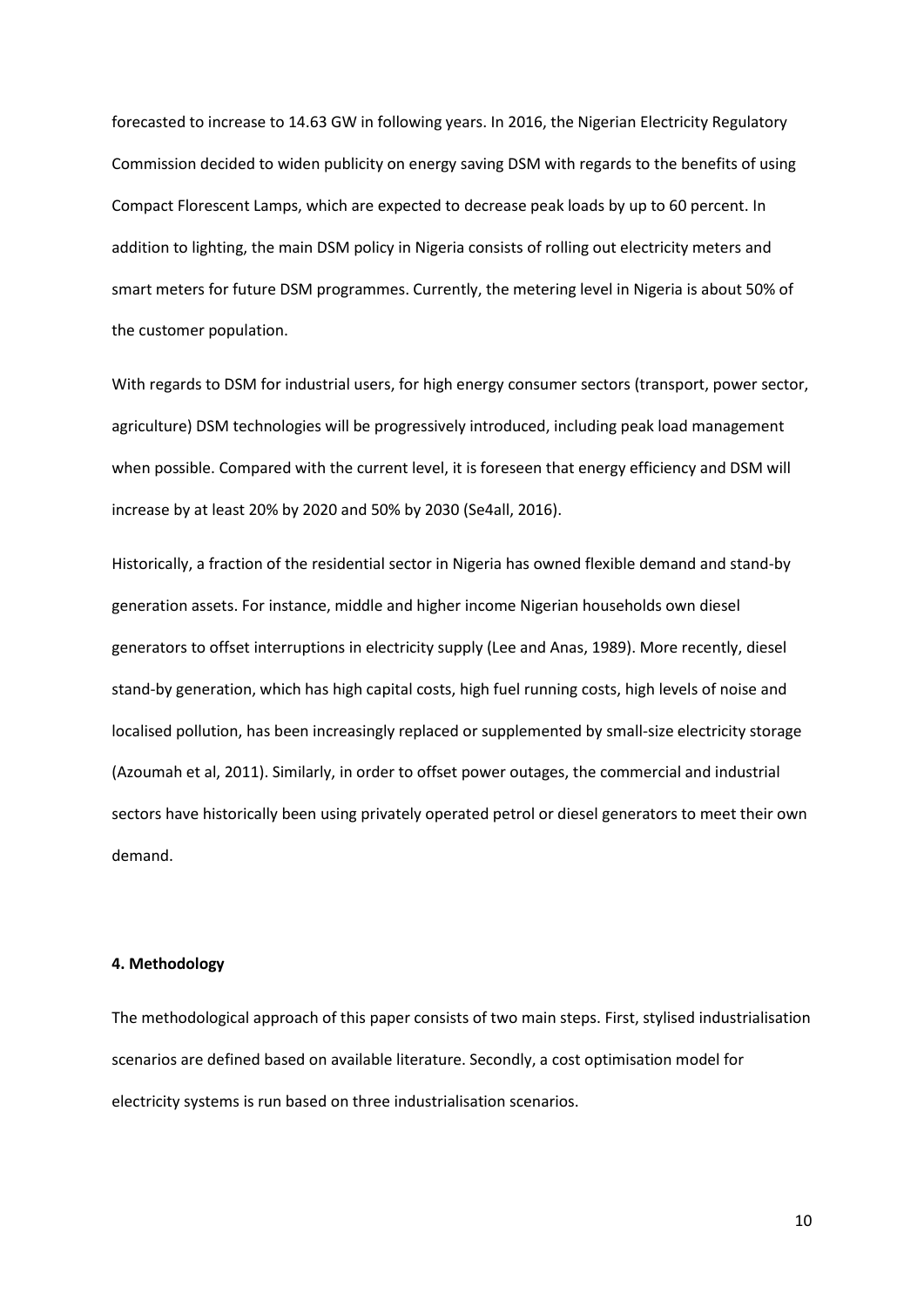forecasted to increase to 14.63 GW in following years. In 2016, the Nigerian Electricity Regulatory Commission decided to widen publicity on energy saving DSM with regards to the benefits of using Compact Florescent Lamps, which are expected to decrease peak loads by up to 60 percent. In addition to lighting, the main DSM policy in Nigeria consists of rolling out electricity meters and smart meters for future DSM programmes. Currently, the metering level in Nigeria is about 50% of the customer population.

With regards to DSM for industrial users, for high energy consumer sectors (transport, power sector, agriculture) DSM technologies will be progressively introduced, including peak load management when possible. Compared with the current level, it is foreseen that energy efficiency and DSM will increase by at least 20% by 2020 and 50% by 2030 (Se4all, 2016).

Historically, a fraction of the residential sector in Nigeria has owned flexible demand and stand-by generation assets. For instance, middle and higher income Nigerian households own diesel generators to offset interruptions in electricity supply (Lee and Anas, 1989). More recently, diesel stand-by generation, which has high capital costs, high fuel running costs, high levels of noise and localised pollution, has been increasingly replaced or supplemented by small-size electricity storage (Azoumah et al, 2011). Similarly, in order to offset power outages, the commercial and industrial sectors have historically been using privately operated petrol or diesel generators to meet their own demand.

## 4. Methodology

The methodological approach of this paper consists of two main steps. First, stylised industrialisation scenarios are defined based on available literature. Secondly, a cost optimisation model for electricity systems is run based on three industrialisation scenarios.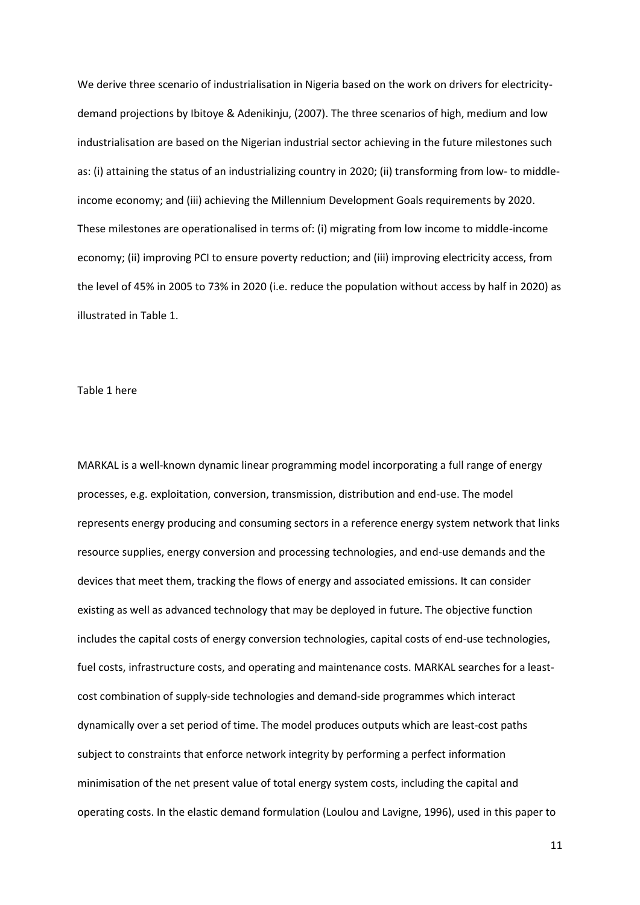We derive three scenario of industrialisation in Nigeria based on the work on drivers for electricity-demand projections by Ibitoye & Adenikinju, (2007). The three scenarios of high, medium and low industrialisation are based on the Nigerian industrial sector achieving in the future milestones such as: (i) attaining the status of an industrializing country in 2020; (ii) transforming from low- to middle-income economy; and (iii) achieving the Millennium Development Goals requirements by 2020. These milestones are operationalised in terms of: (i) migrating from low income to middle-income economy; (ii) improving PCI to ensure poverty reduction; and (iii) improving electricity access, from the level of 45% in 2005 to 73% in 2020 (i.e. reduce the population without access by half in 2020) as illustrated in Table 1.

Table 1 here

MARKAL is a well-known dynamic linear programming model incorporating a full range of energy processes, e.g. exploitation, conversion, transmission, distribution and end-use. The model represents energy producing and consuming sectors in a reference energy system network that links resource supplies, energy conversion and processing technologies, and end-use demands and the devices that meet them, tracking the flows of energy and associated emissions. It can consider existing as well as advanced technology that may be deployed in future. The objective function includes the capital costs of energy conversion technologies, capital costs of end-use technologies, fuel costs, infrastructure costs, and operating and maintenance costs. MARKAL searches for a least-cost combination of supply-side technologies and demand-side programmes which interact dynamically over a set period of time. The model produces outputs which are least-cost paths subject to constraints that enforce network integrity by performing a perfect information minimisation of the net present value of total energy system costs, including the capital and operating costs. In the elastic demand formulation (Loulou and Lavigne, 1996), used in this paper to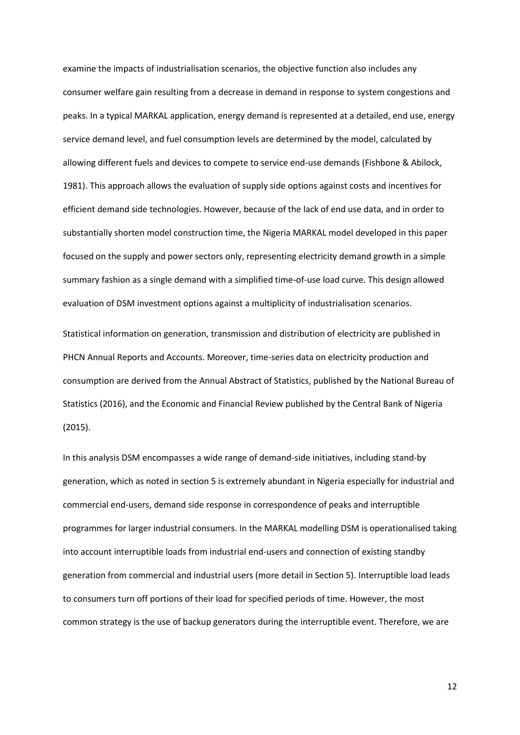examine the impacts of industrialisation scenarios, the objective function also includes any consumer welfare gain resulting from a decrease in demand in response to system congestions and peaks. In a typical MARKAL application, energy demand is represented at a detailed, end use, energy service demand level, and fuel consumption levels are determined by the model, calculated by allowing different fuels and devices to compete to service end-use demands (Fishbone & Abilock, 1981). This approach allows the evaluation of supply side options against costs and incentives for efficient demand side technologies. However, because of the lack of end use data, and in order to substantially shorten model construction time, the Nigeria MARKAL model developed in this paper focused on the supply and power sectors only, representing electricity demand growth in a simple summary fashion as a single demand with a simplified time-of-use load curve. This design allowed evaluation of DSM investment options against a multiplicity of industrialisation scenarios.

Statistical information on generation, transmission and distribution of electricity are published in PHCN Annual Reports and Accounts. Moreover, time-series data on electricity production and consumption are derived from the Annual Abstract of Statistics, published by the National Bureau of Statistics (2016), and the Economic and Financial Review published by the Central Bank of Nigeria (2015).

In this analysis DSM encompasses a wide range of demand-side initiatives, including stand-by generation, which as noted in section 5 is extremely abundant in Nigeria especially for industrial and commercial end-users, demand side response in correspondence of peaks and interruptible programmes for larger industrial consumers. In the MARKAL modelling DSM is operationalised taking into account interruptible loads from industrial end-users and connection of existing standby generation from commercial and industrial users (more detail in Section 5). Interruptible load leads to consumers turn off portions of their load for specified periods of time. However, the most common strategy is the use of backup generators during the interruptible event. Therefore, we are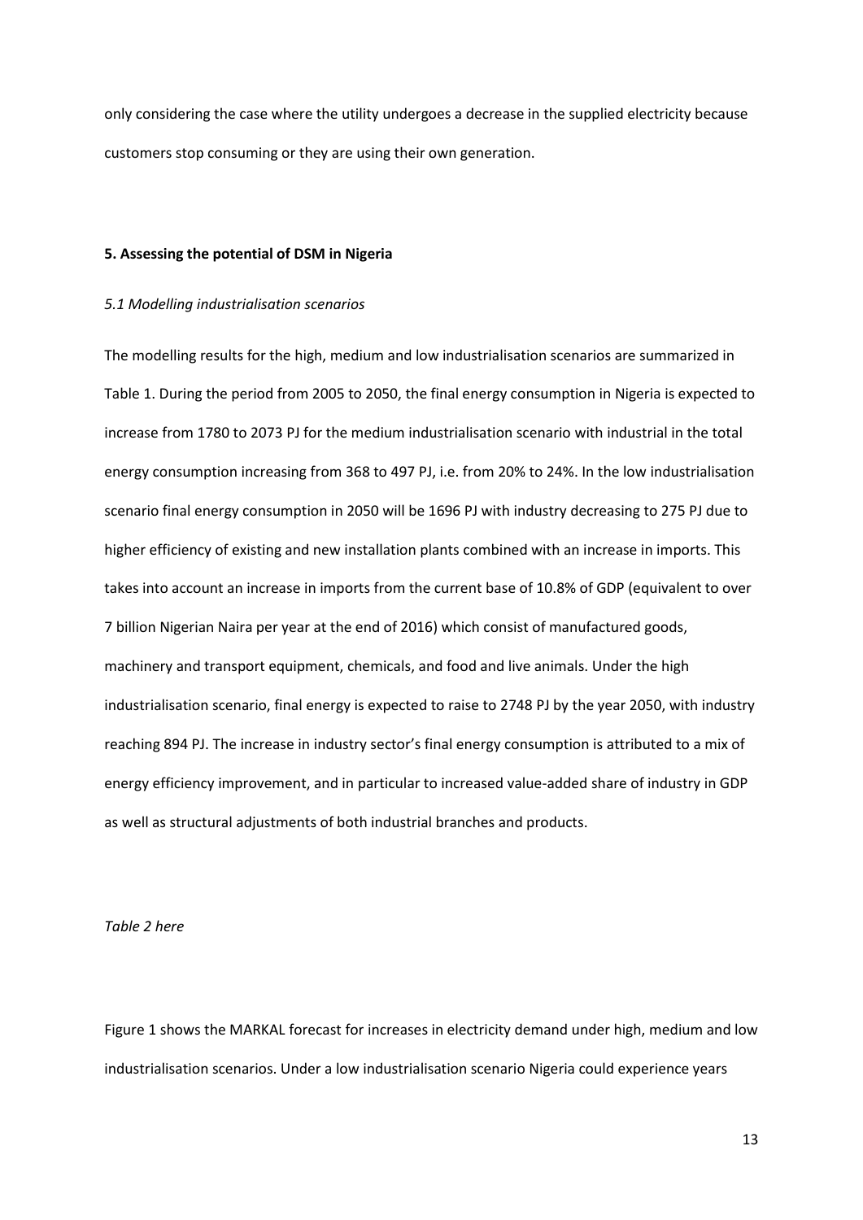only considering the case where the utility undergoes a decrease in the supplied electricity because customers stop consuming or they are using their own generation.

## 5. Assessing the potential of DSM in Nigeria

### *5.1 Modelling industrialisation scenarios*

The modelling results for the high, medium and low industrialisation scenarios are summarized in Table 1. During the period from 2005 to 2050, the final energy consumption in Nigeria is expected to increase from 1780 to 2073 PJ for the medium industrialisation scenario with industrial in the total energy consumption increasing from 368 to 497 PJ, i.e. from 20% to 24%. In the low industrialisation scenario final energy consumption in 2050 will be 1696 PJ with industry decreasing to 275 PJ due to higher efficiency of existing and new installation plants combined with an increase in imports. This takes into account an increase in imports from the current base of 10.8% of GDP (equivalent to over 7 billion Nigerian Naira per year at the end of 2016) which consist of manufactured goods, machinery and transport equipment, chemicals, and food and live animals. Under the high industrialisation scenario, final energy is expected to raise to 2748 PJ by the year 2050, with industry reaching 894 PJ. The increase in industry sector's final energy consumption is attributed to a mix of energy efficiency improvement, and in particular to increased value-added share of industry in GDP as well as structural adjustments of both industrial branches and products.

*Table 2 here*

Figure 1 shows the MARKAL forecast for increases in electricity demand under high, medium and low industrialisation scenarios. Under a low industrialisation scenario Nigeria could experience years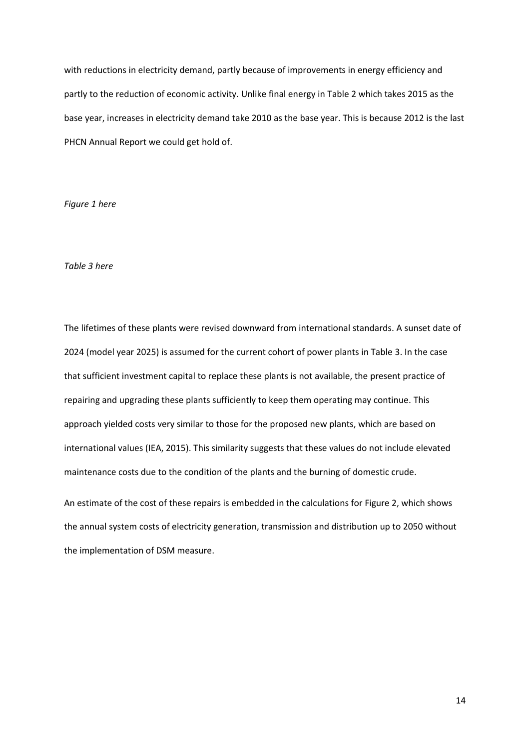with reductions in electricity demand, partly because of improvements in energy efficiency and partly to the reduction of economic activity. Unlike final energy in Table 2 which takes 2015 as the base year, increases in electricity demand take 2010 as the base year. This is because 2012 is the last PHCN Annual Report we could get hold of.

*Figure 1 here*

*Table 3 here*

The lifetimes of these plants were revised downward from international standards. A sunset date of 2024 (model year 2025) is assumed for the current cohort of power plants in Table 3. In the case that sufficient investment capital to replace these plants is not available, the present practice of repairing and upgrading these plants sufficiently to keep them operating may continue. This approach yielded costs very similar to those for the proposed new plants, which are based on international values (IEA, 2015). This similarity suggests that these values do not include elevated maintenance costs due to the condition of the plants and the burning of domestic crude.

An estimate of the cost of these repairs is embedded in the calculations for Figure 2, which shows the annual system costs of electricity generation, transmission and distribution up to 2050 without the implementation of DSM measure.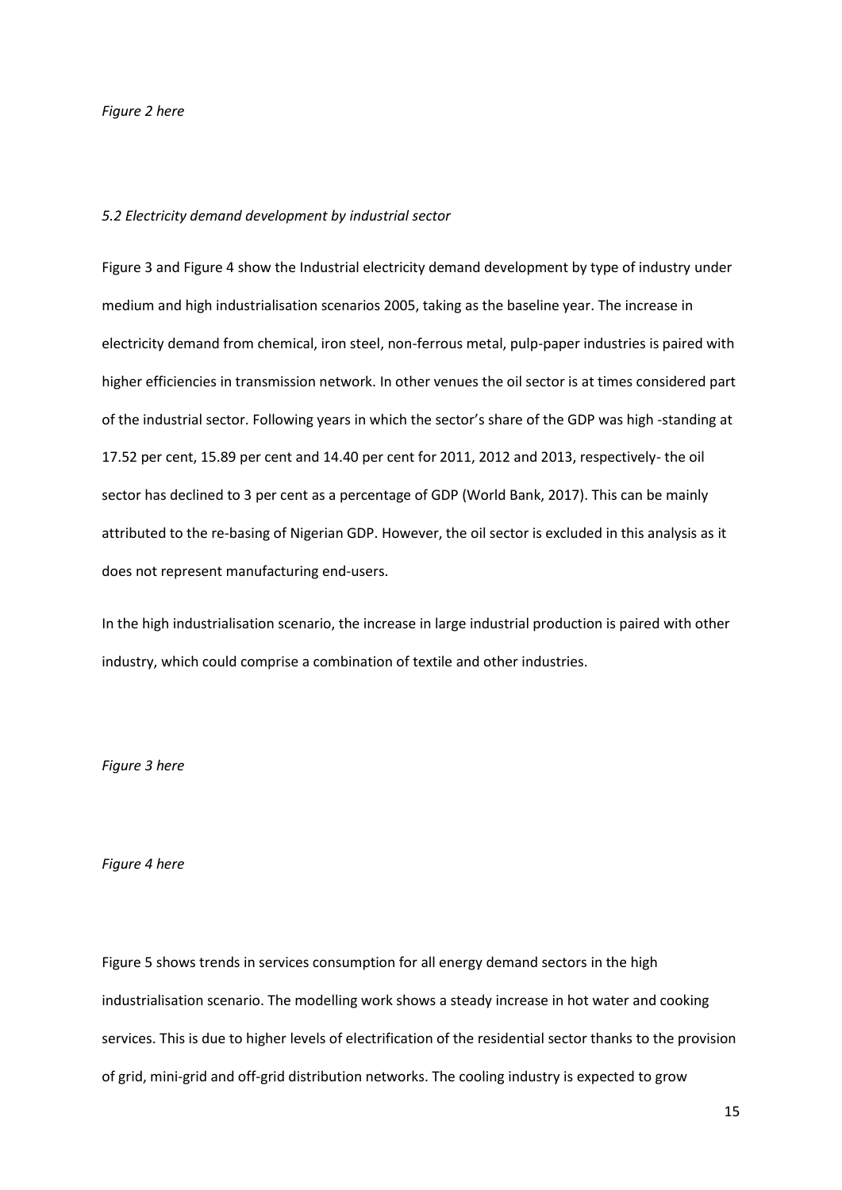*Figure 2 here*

*5.2 Electricity demand development by industrial sector*

Figure 3 and Figure 4 show the Industrial electricity demand development by type of industry under medium and high industrialisation scenarios 2005, taking as the baseline year. The increase in electricity demand from chemical, iron steel, non-ferrous metal, pulp-paper industries is paired with higher efficiencies in transmission network. In other venues the oil sector is at times considered part of the industrial sector. Following years in which the sector's share of the GDP was high -standing at 17.52 per cent, 15.89 per cent and 14.40 per cent for 2011, 2012 and 2013, respectively- the oil sector has declined to 3 per cent as a percentage of GDP (World Bank, 2017). This can be mainly attributed to the re-basing of Nigerian GDP. However, the oil sector is excluded in this analysis as it does not represent manufacturing end-users.

In the high industrialisation scenario, the increase in large industrial production is paired with other industry, which could comprise a combination of textile and other industries.

*Figure 3 here*

*Figure 4 here*

Figure 5 shows trends in services consumption for all energy demand sectors in the high industrialisation scenario. The modelling work shows a steady increase in hot water and cooking services. This is due to higher levels of electrification of the residential sector thanks to the provision of grid, mini-grid and off-grid distribution networks. The cooling industry is expected to grow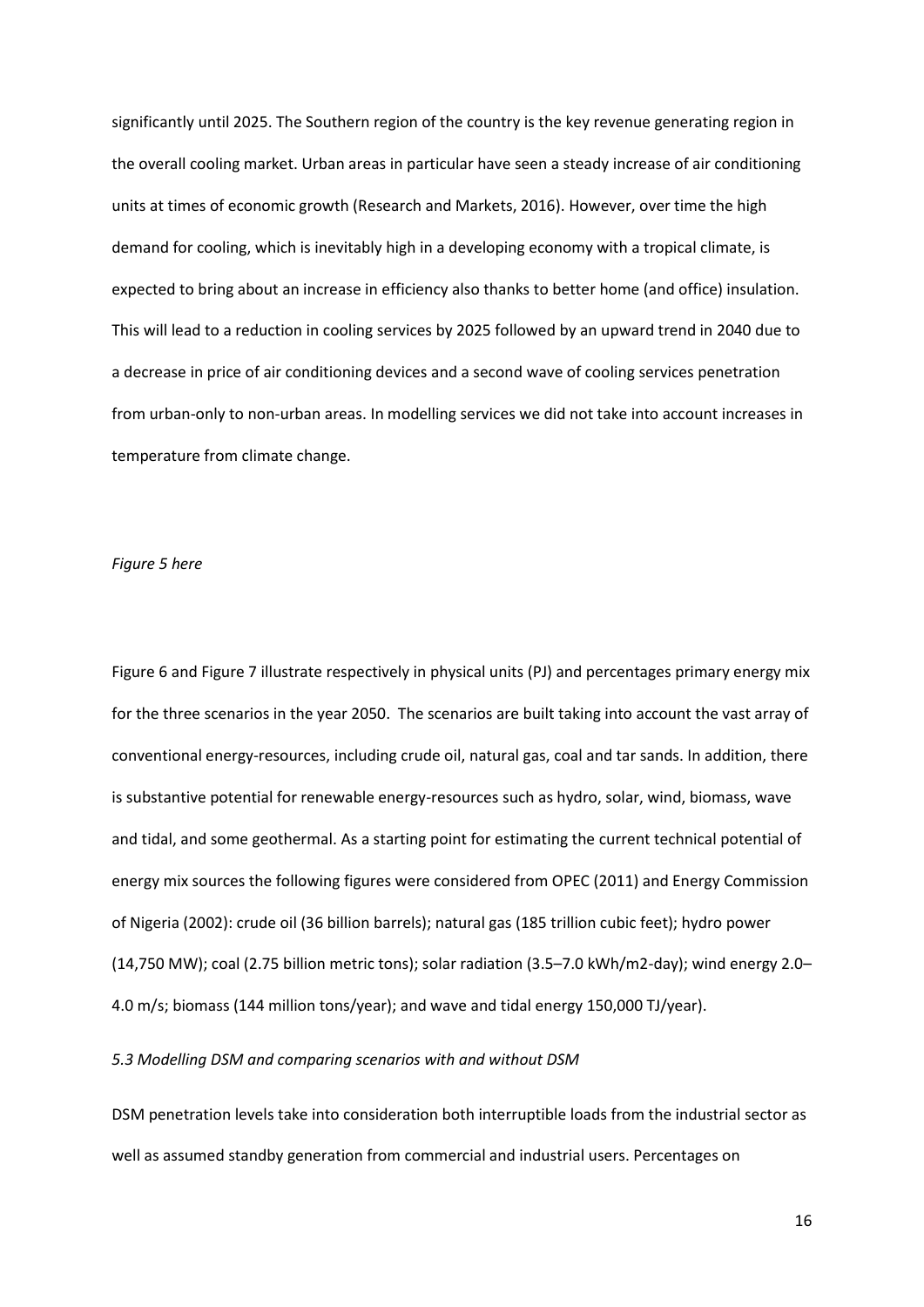significantly until 2025. The Southern region of the country is the key revenue generating region in the overall cooling market. Urban areas in particular have seen a steady increase of air conditioning units at times of economic growth (Research and Markets, 2016). However, over time the high demand for cooling, which is inevitably high in a developing economy with a tropical climate, is expected to bring about an increase in efficiency also thanks to better home (and office) insulation. This will lead to a reduction in cooling services by 2025 followed by an upward trend in 2040 due to a decrease in price of air conditioning devices and a second wave of cooling services penetration from urban-only to non-urban areas. In modelling services we did not take into account increases in temperature from climate change.

*Figure 5 here*

Figure 6 and Figure 7 illustrate respectively in physical units (PJ) and percentages primary energy mix for the three scenarios in the year 2050. The scenarios are built taking into account the vast array of conventional energy-resources, including crude oil, natural gas, coal and tar sands. In addition, there is substantive potential for renewable energy-resources such as hydro, solar, wind, biomass, wave and tidal, and some geothermal. As a starting point for estimating the current technical potential of energy mix sources the following figures were considered from OPEC (2011) and Energy Commission of Nigeria (2002): crude oil (36 billion barrels); natural gas (185 trillion cubic feet); hydro power (14,750 MW); coal (2.75 billion metric tons); solar radiation (3.5–7.0 kWh/m2-day); wind energy 2.0–4.0 m/s; biomass (144 million tons/year); and wave and tidal energy 150,000 TJ/year).

*5.3 Modelling DSM and comparing scenarios with and without DSM*

DSM penetration levels take into consideration both interruptible loads from the industrial sector as well as assumed standby generation from commercial and industrial users. Percentages on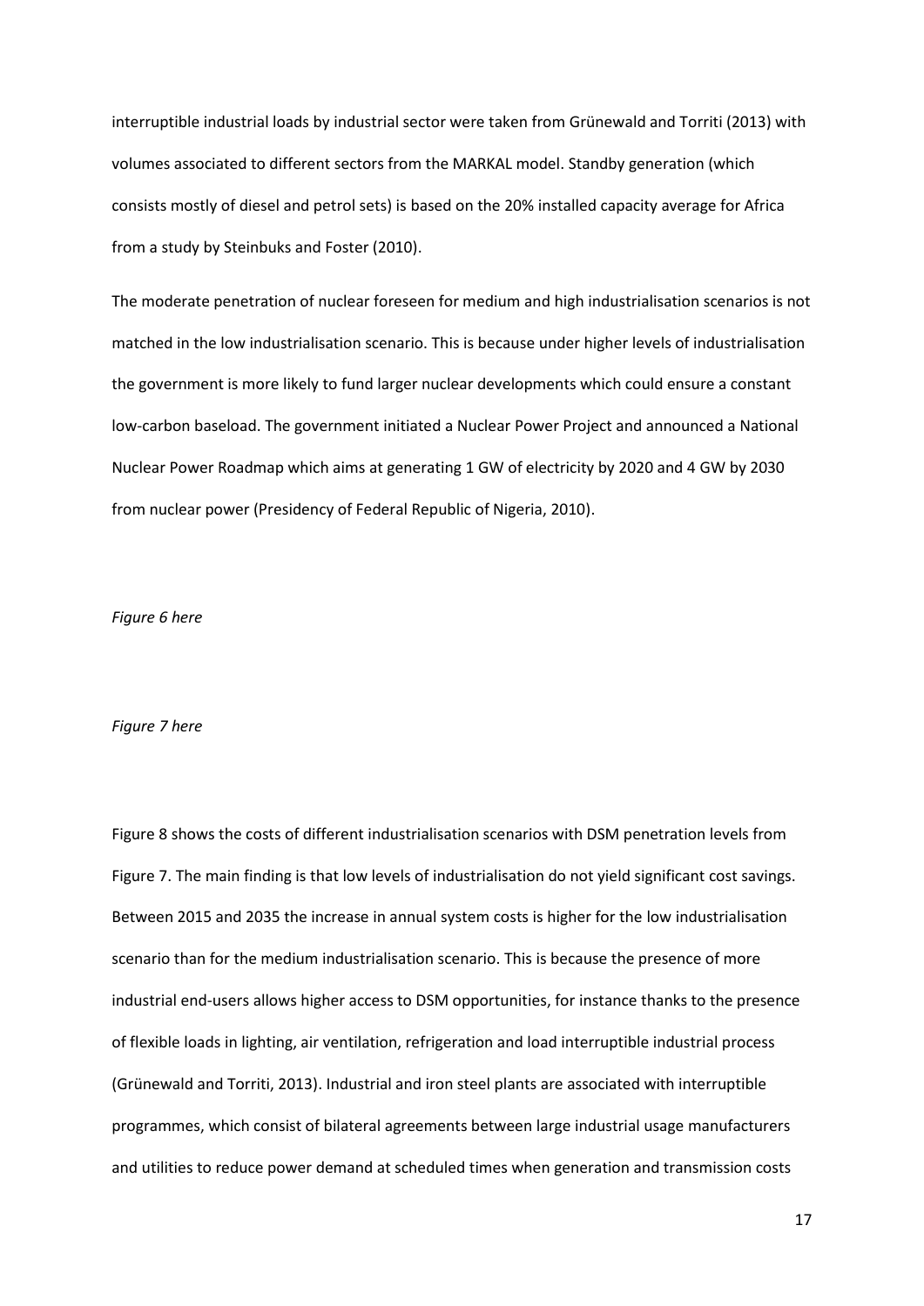interruptible industrial loads by industrial sector were taken from Grünewald and Torriti (2013) with volumes associated to different sectors from the MARKAL model. Standby generation (which consists mostly of diesel and petrol sets) is based on the 20% installed capacity average for Africa from a study by Steinbuks and Foster (2010).

The moderate penetration of nuclear foreseen for medium and high industrialisation scenarios is not matched in the low industrialisation scenario. This is because under higher levels of industrialisation the government is more likely to fund larger nuclear developments which could ensure a constant low-carbon baseload. The government initiated a Nuclear Power Project and announced a National Nuclear Power Roadmap which aims at generating 1 GW of electricity by 2020 and 4 GW by 2030 from nuclear power (Presidency of Federal Republic of Nigeria, 2010).

*Figure 6 here*

*Figure 7 here*

Figure 8 shows the costs of different industrialisation scenarios with DSM penetration levels from Figure 7. The main finding is that low levels of industrialisation do not yield significant cost savings. Between 2015 and 2035 the increase in annual system costs is higher for the low industrialisation scenario than for the medium industrialisation scenario. This is because the presence of more industrial end-users allows higher access to DSM opportunities, for instance thanks to the presence of flexible loads in lighting, air ventilation, refrigeration and load interruptible industrial process (Grünewald and Torriti, 2013). Industrial and iron steel plants are associated with interruptible programmes, which consist of bilateral agreements between large industrial usage manufacturers and utilities to reduce power demand at scheduled times when generation and transmission costs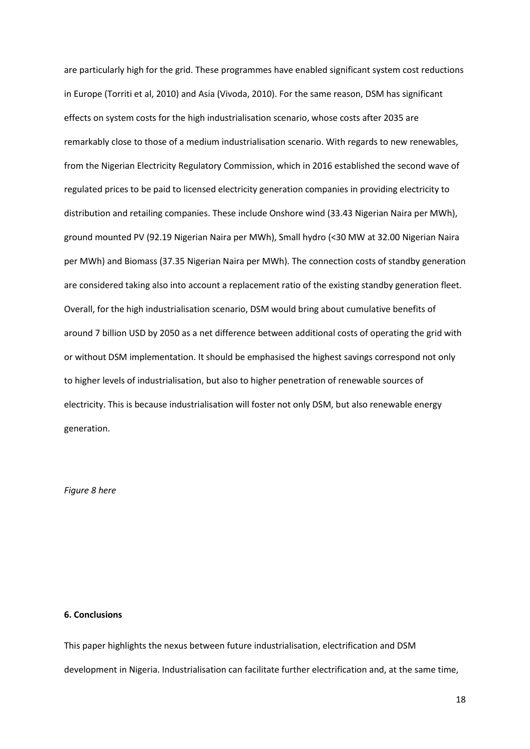are particularly high for the grid. These programmes have enabled significant system cost reductions in Europe (Torriti et al, 2010) and Asia (Vivoda, 2010). For the same reason, DSM has significant effects on system costs for the high industrialisation scenario, whose costs after 2035 are remarkably close to those of a medium industrialisation scenario. With regards to new renewables, from the Nigerian Electricity Regulatory Commission, which in 2016 established the second wave of regulated prices to be paid to licensed electricity generation companies in providing electricity to distribution and retailing companies. These include Onshore wind (33.43 Nigerian Naira per MWh), ground mounted PV (92.19 Nigerian Naira per MWh), Small hydro (<30 MW at 32.00 Nigerian Naira per MWh) and Biomass (37.35 Nigerian Naira per MWh). The connection costs of standby generation are considered taking also into account a replacement ratio of the existing standby generation fleet. Overall, for the high industrialisation scenario, DSM would bring about cumulative benefits of around 7 billion USD by 2050 as a net difference between additional costs of operating the grid with or without DSM implementation. It should be emphasised the highest savings correspond not only to higher levels of industrialisation, but also to higher penetration of renewable sources of electricity. This is because industrialisation will foster not only DSM, but also renewable energy generation.

*Figure 8 here*

**6. Conclusions**

This paper highlights the nexus between future industrialisation, electrification and DSM development in Nigeria. Industrialisation can facilitate further electrification and, at the same time,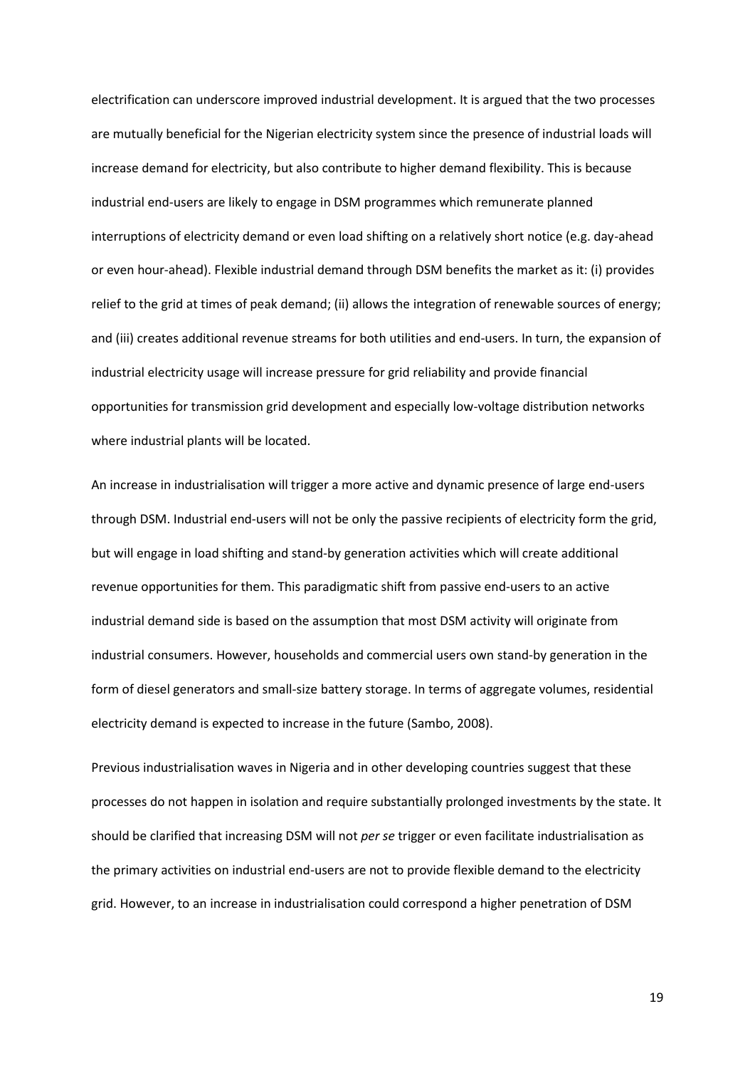electrification can underscore improved industrial development. It is argued that the two processes are mutually beneficial for the Nigerian electricity system since the presence of industrial loads will increase demand for electricity, but also contribute to higher demand flexibility. This is because industrial end-users are likely to engage in DSM programmes which remunerate planned interruptions of electricity demand or even load shifting on a relatively short notice (e.g. day-ahead or even hour-ahead). Flexible industrial demand through DSM benefits the market as it: (i) provides relief to the grid at times of peak demand; (ii) allows the integration of renewable sources of energy; and (iii) creates additional revenue streams for both utilities and end-users. In turn, the expansion of industrial electricity usage will increase pressure for grid reliability and provide financial opportunities for transmission grid development and especially low-voltage distribution networks where industrial plants will be located.

An increase in industrialisation will trigger a more active and dynamic presence of large end-users through DSM. Industrial end-users will not be only the passive recipients of electricity form the grid, but will engage in load shifting and stand-by generation activities which will create additional revenue opportunities for them. This paradigmatic shift from passive end-users to an active industrial demand side is based on the assumption that most DSM activity will originate from industrial consumers. However, households and commercial users own stand-by generation in the form of diesel generators and small-size battery storage. In terms of aggregate volumes, residential electricity demand is expected to increase in the future (Sambo, 2008).

Previous industrialisation waves in Nigeria and in other developing countries suggest that these processes do not happen in isolation and require substantially prolonged investments by the state. It should be clarified that increasing DSM will not *per se* trigger or even facilitate industrialisation as the primary activities on industrial end-users are not to provide flexible demand to the electricity grid. However, to an increase in industrialisation could correspond a higher penetration of DSM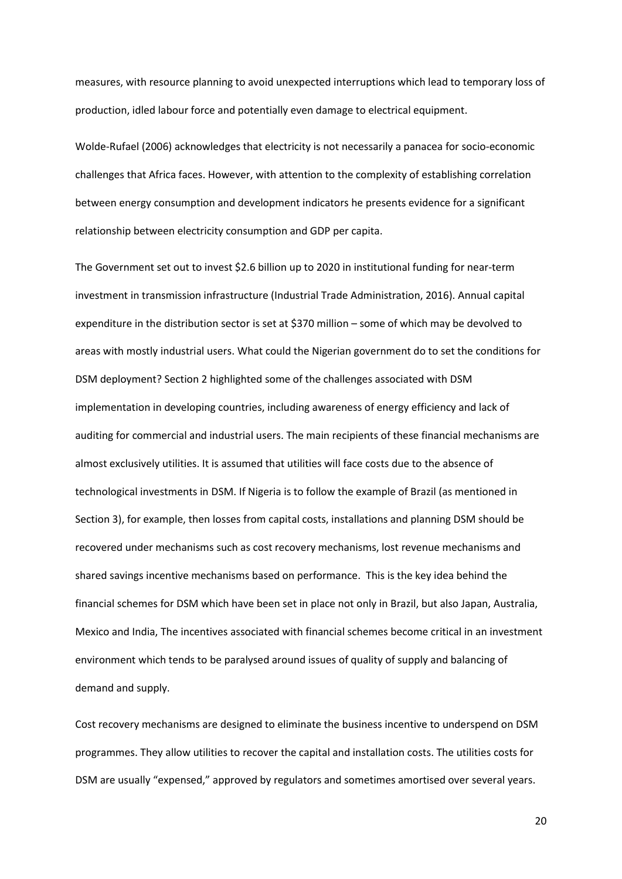measures, with resource planning to avoid unexpected interruptions which lead to temporary loss of production, idled labour force and potentially even damage to electrical equipment.

Wolde-Rufael (2006) acknowledges that electricity is not necessarily a panacea for socio-economic challenges that Africa faces. However, with attention to the complexity of establishing correlation between energy consumption and development indicators he presents evidence for a significant relationship between electricity consumption and GDP per capita.

The Government set out to invest \$2.6 billion up to 2020 in institutional funding for near-term investment in transmission infrastructure (Industrial Trade Administration, 2016). Annual capital expenditure in the distribution sector is set at \$370 million – some of which may be devolved to areas with mostly industrial users. What could the Nigerian government do to set the conditions for DSM deployment? Section 2 highlighted some of the challenges associated with DSM implementation in developing countries, including awareness of energy efficiency and lack of auditing for commercial and industrial users. The main recipients of these financial mechanisms are almost exclusively utilities. It is assumed that utilities will face costs due to the absence of technological investments in DSM. If Nigeria is to follow the example of Brazil (as mentioned in Section 3), for example, then losses from capital costs, installations and planning DSM should be recovered under mechanisms such as cost recovery mechanisms, lost revenue mechanisms and shared savings incentive mechanisms based on performance. This is the key idea behind the financial schemes for DSM which have been set in place not only in Brazil, but also Japan, Australia, Mexico and India, The incentives associated with financial schemes become critical in an investment environment which tends to be paralysed around issues of quality of supply and balancing of demand and supply.

Cost recovery mechanisms are designed to eliminate the business incentive to underspend on DSM programmes. They allow utilities to recover the capital and installation costs. The utilities costs for DSM are usually "expensed," approved by regulators and sometimes amortised over several years.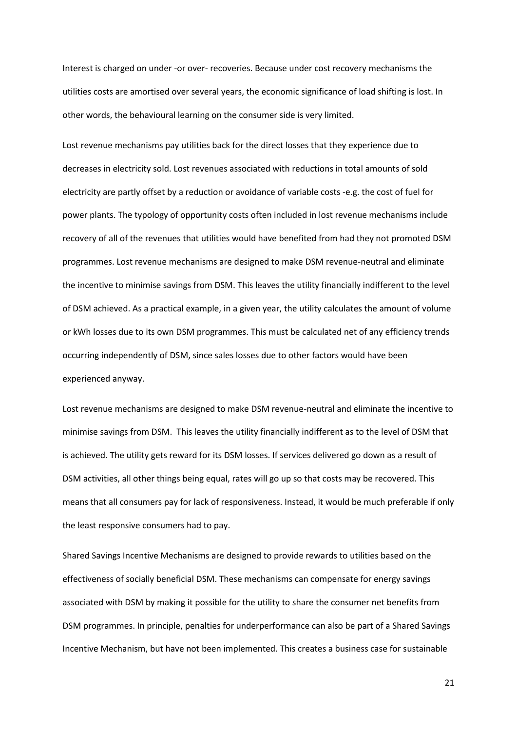Interest is charged on under -or over- recoveries. Because under cost recovery mechanisms the utilities costs are amortised over several years, the economic significance of load shifting is lost. In other words, the behavioural learning on the consumer side is very limited.

Lost revenue mechanisms pay utilities back for the direct losses that they experience due to decreases in electricity sold. Lost revenues associated with reductions in total amounts of sold electricity are partly offset by a reduction or avoidance of variable costs -e.g. the cost of fuel for power plants. The typology of opportunity costs often included in lost revenue mechanisms include recovery of all of the revenues that utilities would have benefited from had they not promoted DSM programmes. Lost revenue mechanisms are designed to make DSM revenue-neutral and eliminate the incentive to minimise savings from DSM. This leaves the utility financially indifferent to the level of DSM achieved. As a practical example, in a given year, the utility calculates the amount of volume or kWh losses due to its own DSM programmes. This must be calculated net of any efficiency trends occurring independently of DSM, since sales losses due to other factors would have been experienced anyway.

Lost revenue mechanisms are designed to make DSM revenue-neutral and eliminate the incentive to minimise savings from DSM. This leaves the utility financially indifferent as to the level of DSM that is achieved. The utility gets reward for its DSM losses. If services delivered go down as a result of DSM activities, all other things being equal, rates will go up so that costs may be recovered. This means that all consumers pay for lack of responsiveness. Instead, it would be much preferable if only the least responsive consumers had to pay.

Shared Savings Incentive Mechanisms are designed to provide rewards to utilities based on the effectiveness of socially beneficial DSM. These mechanisms can compensate for energy savings associated with DSM by making it possible for the utility to share the consumer net benefits from DSM programmes. In principle, penalties for underperformance can also be part of a Shared Savings Incentive Mechanism, but have not been implemented. This creates a business case for sustainable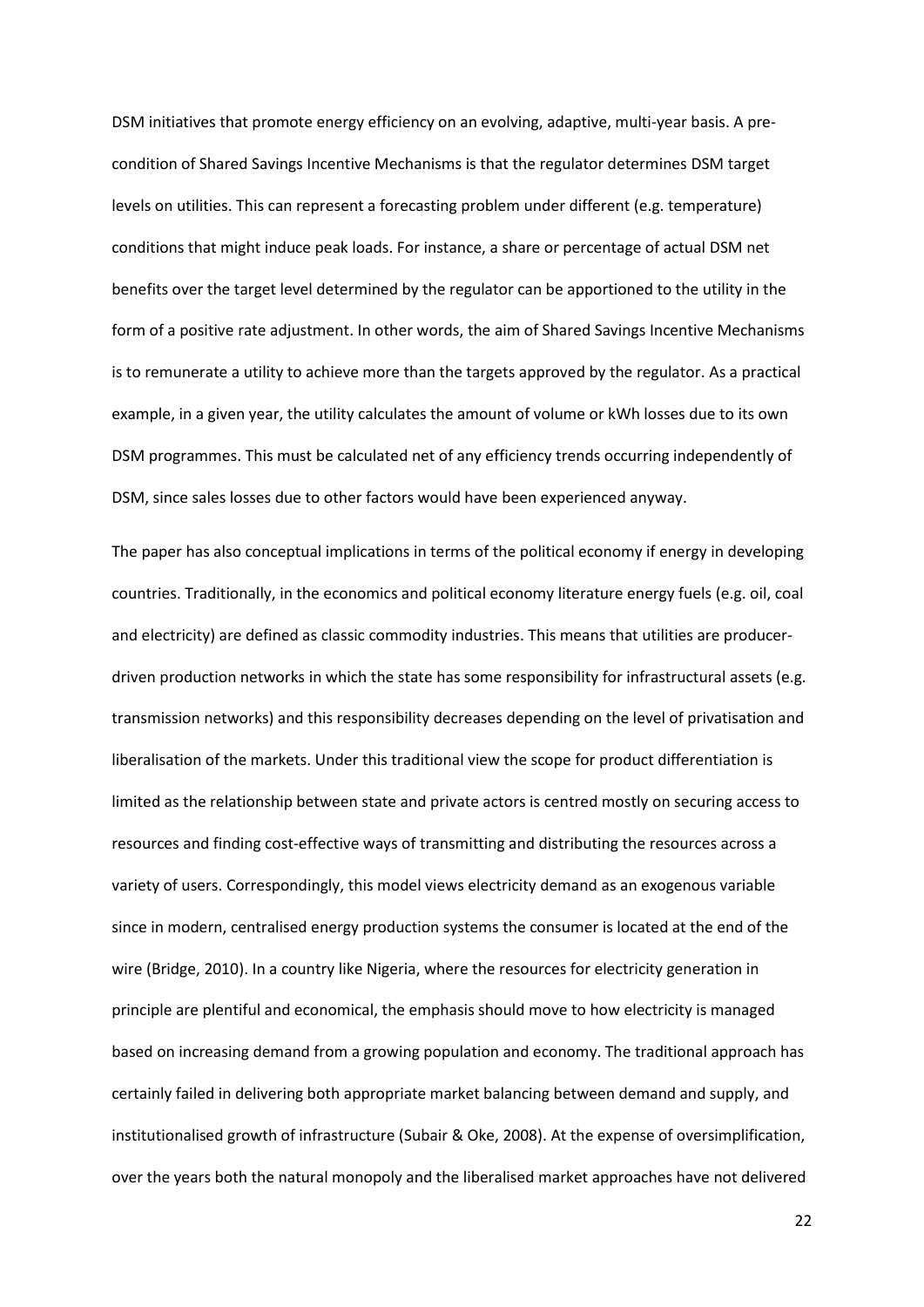DSM initiatives that promote energy efficiency on an evolving, adaptive, multi-year basis. A pre-condition of Shared Savings Incentive Mechanisms is that the regulator determines DSM target levels on utilities. This can represent a forecasting problem under different (e.g. temperature) conditions that might induce peak loads. For instance, a share or percentage of actual DSM net benefits over the target level determined by the regulator can be apportioned to the utility in the form of a positive rate adjustment. In other words, the aim of Shared Savings Incentive Mechanisms is to remunerate a utility to achieve more than the targets approved by the regulator. As a practical example, in a given year, the utility calculates the amount of volume or kWh losses due to its own DSM programmes. This must be calculated net of any efficiency trends occurring independently of DSM, since sales losses due to other factors would have been experienced anyway.

The paper has also conceptual implications in terms of the political economy if energy in developing countries. Traditionally, in the economics and political economy literature energy fuels (e.g. oil, coal and electricity) are defined as classic commodity industries. This means that utilities are producer-driven production networks in which the state has some responsibility for infrastructural assets (e.g. transmission networks) and this responsibility decreases depending on the level of privatisation and liberalisation of the markets. Under this traditional view the scope for product differentiation is limited as the relationship between state and private actors is centred mostly on securing access to resources and finding cost-effective ways of transmitting and distributing the resources across a variety of users. Correspondingly, this model views electricity demand as an exogenous variable since in modern, centralised energy production systems the consumer is located at the end of the wire (Bridge, 2010). In a country like Nigeria, where the resources for electricity generation in principle are plentiful and economical, the emphasis should move to how electricity is managed based on increasing demand from a growing population and economy. The traditional approach has certainly failed in delivering both appropriate market balancing between demand and supply, and institutionalised growth of infrastructure (Subair & Oke, 2008). At the expense of oversimplification, over the years both the natural monopoly and the liberalised market approaches have not delivered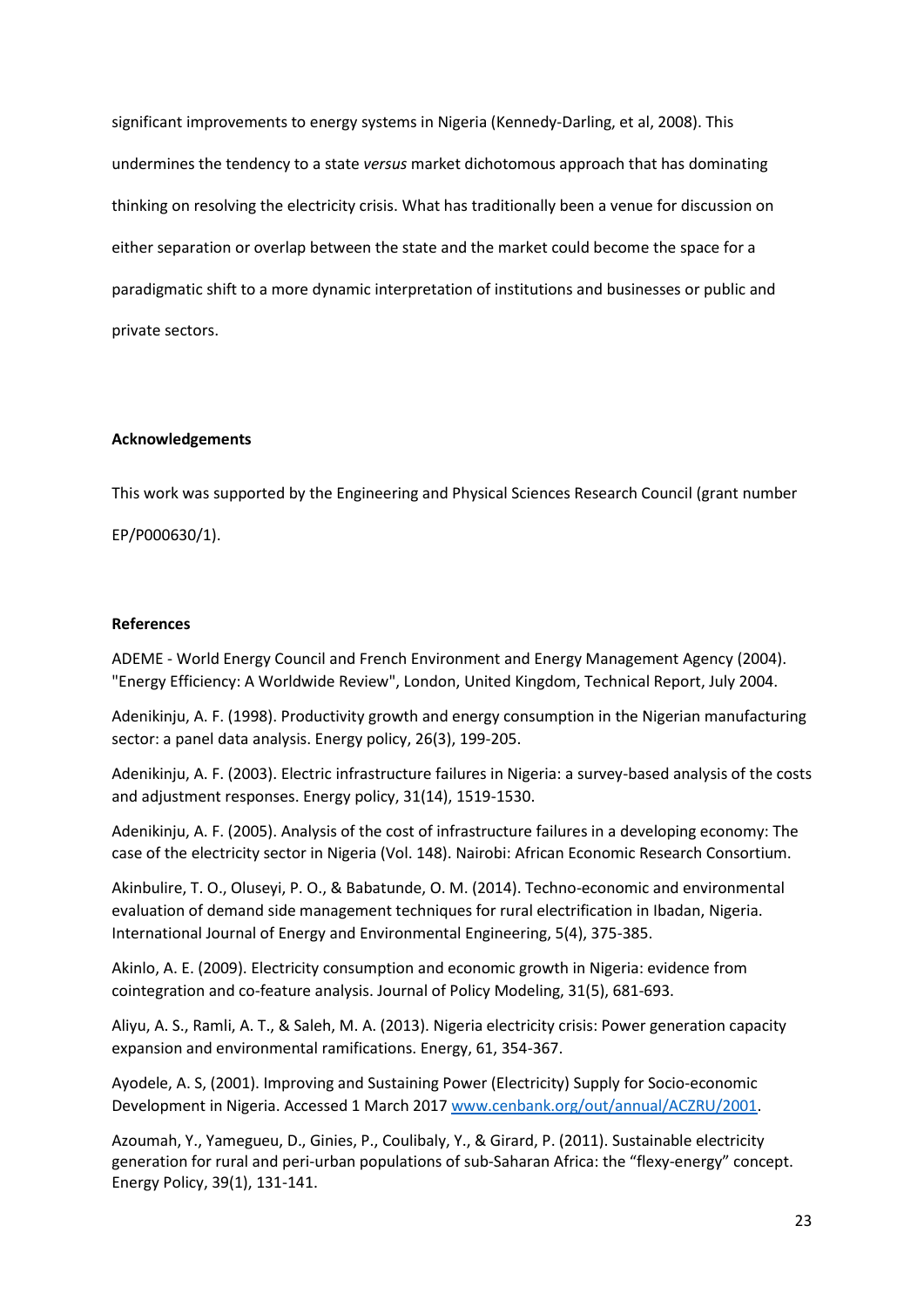significant improvements to energy systems in Nigeria (Kennedy-Darling, et al, 2008). This undermines the tendency to a state *versus* market dichotomous approach that has dominating thinking on resolving the electricity crisis. What has traditionally been a venue for discussion on either separation or overlap between the state and the market could become the space for a paradigmatic shift to a more dynamic interpretation of institutions and businesses or public and private sectors.

## Acknowledgements

This work was supported by the Engineering and Physical Sciences Research Council (grant number EP/P000630/1).

## References

ADEME - World Energy Council and French Environment and Energy Management Agency (2004). "Energy Efficiency: A Worldwide Review", London, United Kingdom, Technical Report, July 2004.

Adenikinju, A. F. (1998). Productivity growth and energy consumption in the Nigerian manufacturing sector: a panel data analysis. Energy policy, 26(3), 199-205.

Adenikinju, A. F. (2003). Electric infrastructure failures in Nigeria: a survey-based analysis of the costs and adjustment responses. Energy policy, 31(14), 1519-1530.

Adenikinju, A. F. (2005). Analysis of the cost of infrastructure failures in a developing economy: The case of the electricity sector in Nigeria (Vol. 148). Nairobi: African Economic Research Consortium.

Akinbulire, T. O., Oluseyi, P. O., & Babatunde, O. M. (2014). Techno-economic and environmental evaluation of demand side management techniques for rural electrification in Ibadan, Nigeria. International Journal of Energy and Environmental Engineering, 5(4), 375-385.

Akinlo, A. E. (2009). Electricity consumption and economic growth in Nigeria: evidence from cointegration and co-feature analysis. Journal of Policy Modeling, 31(5), 681-693.

Aliyu, A. S., Ramli, A. T., & Saleh, M. A. (2013). Nigeria electricity crisis: Power generation capacity expansion and environmental ramifications. Energy, 61, 354-367.

Ayodele, A. S, (2001). Improving and Sustaining Power (Electricity) Supply for Socio-economic Development in Nigeria. Accessed 1 March 2017 www.cenbank.org/out/annual/ACZRU/2001.

Azoumah, Y., Yamegueu, D., Ginies, P., Coulibaly, Y., & Girard, P. (2011). Sustainable electricity generation for rural and peri-urban populations of sub-Saharan Africa: the "flexy-energy" concept. Energy Policy, 39(1), 131-141.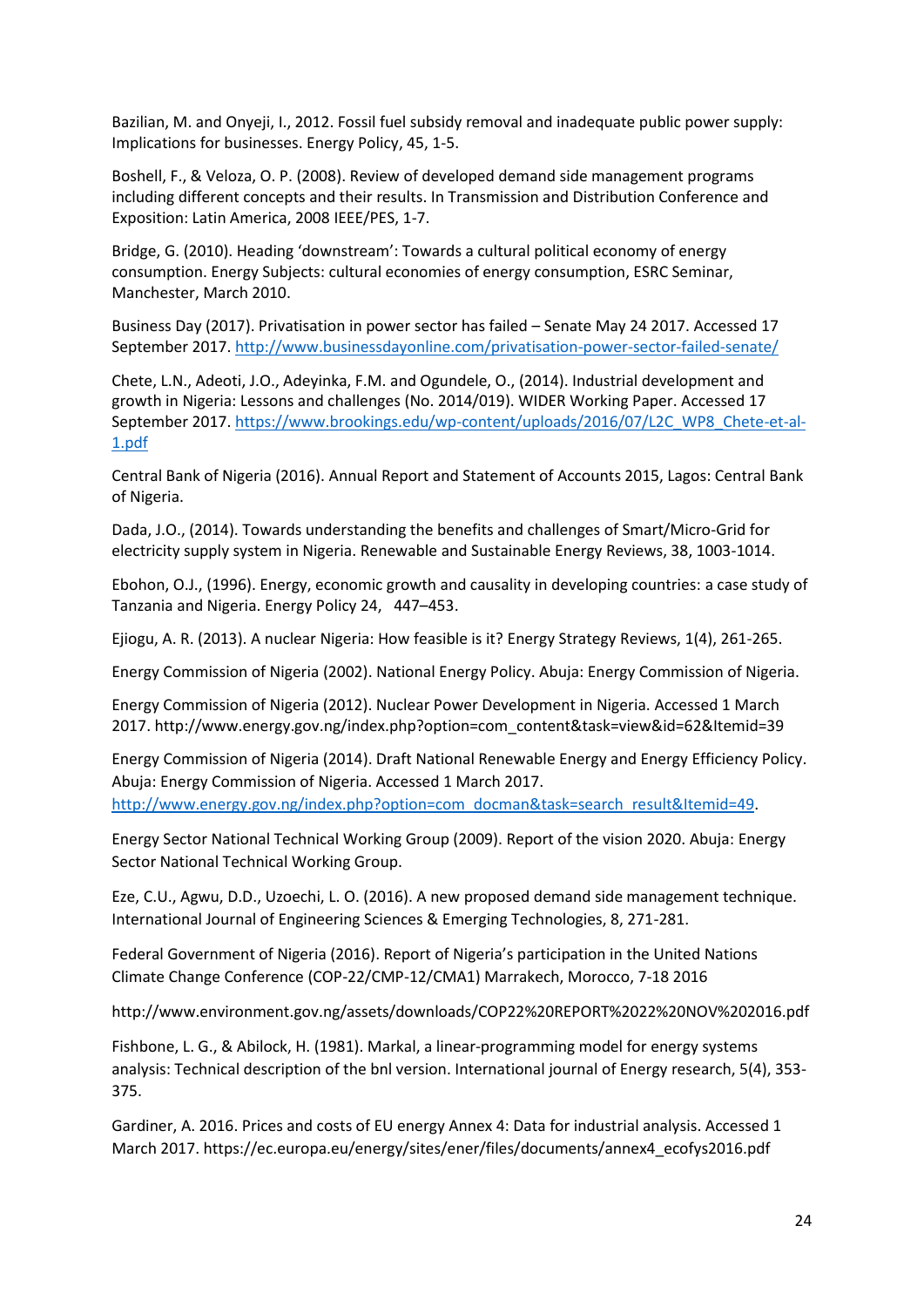Bazilian, M. and Onyeji, I., 2012. Fossil fuel subsidy removal and inadequate public power supply: Implications for businesses. Energy Policy, 45, 1-5.

Boshell, F., & Veloza, O. P. (2008). Review of developed demand side management programs including different concepts and their results. In Transmission and Distribution Conference and Exposition: Latin America, 2008 IEEE/PES, 1-7.

Bridge, G. (2010). Heading 'downstream': Towards a cultural political economy of energy consumption. Energy Subjects: cultural economies of energy consumption, ESRC Seminar, Manchester, March 2010.

Business Day (2017). Privatisation in power sector has failed – Senate May 24 2017. Accessed 17 September 2017. http://www.businessdayonline.com/privatisation-power-sector-failed-senate/

Chete, L.N., Adeoti, J.O., Adeyinka, F.M. and Ogundele, O., (2014). Industrial development and growth in Nigeria: Lessons and challenges (No. 2014/019). WIDER Working Paper. Accessed 17 September 2017. https://www.brookings.edu/wp-content/uploads/2016/07/L2C_WP8_Chete-et-al-1.pdf

Central Bank of Nigeria (2016). Annual Report and Statement of Accounts 2015, Lagos: Central Bank of Nigeria.

Dada, J.O., (2014). Towards understanding the benefits and challenges of Smart/Micro-Grid for electricity supply system in Nigeria. Renewable and Sustainable Energy Reviews, 38, 1003-1014.

Ebohon, O.J., (1996). Energy, economic growth and causality in developing countries: a case study of Tanzania and Nigeria. Energy Policy 24, 447–453.

Ejiogu, A. R. (2013). A nuclear Nigeria: How feasible is it? Energy Strategy Reviews, 1(4), 261-265.

Energy Commission of Nigeria (2002). National Energy Policy. Abuja: Energy Commission of Nigeria.

Energy Commission of Nigeria (2012). Nuclear Power Development in Nigeria. Accessed 1 March 2017. http://www.energy.gov.ng/index.php?option=com_content&task=view&id=62&Itemid=39

Energy Commission of Nigeria (2014). Draft National Renewable Energy and Energy Efficiency Policy. Abuja: Energy Commission of Nigeria. Accessed 1 March 2017. http://www.energy.gov.ng/index.php?option=com_docman&task=search_result&Itemid=49.

Energy Sector National Technical Working Group (2009). Report of the vision 2020. Abuja: Energy Sector National Technical Working Group.

Eze, C.U., Agwu, D.D., Uzoechi, L. O. (2016). A new proposed demand side management technique. International Journal of Engineering Sciences & Emerging Technologies, 8, 271-281.

Federal Government of Nigeria (2016). Report of Nigeria's participation in the United Nations Climate Change Conference (COP-22/CMP-12/CMA1) Marrakech, Morocco, 7-18 2016

http://www.environment.gov.ng/assets/downloads/COP22%20REPORT%2022%20NOV%202016.pdf

Fishbone, L. G., & Abilock, H. (1981). Markal, a linear-programming model for energy systems analysis: Technical description of the bnl version. International journal of Energy research, 5(4), 353-375.

Gardiner, A. 2016. Prices and costs of EU energy Annex 4: Data for industrial analysis. Accessed 1 March 2017. https://ec.europa.eu/energy/sites/ener/files/documents/annex4_ecofys2016.pdf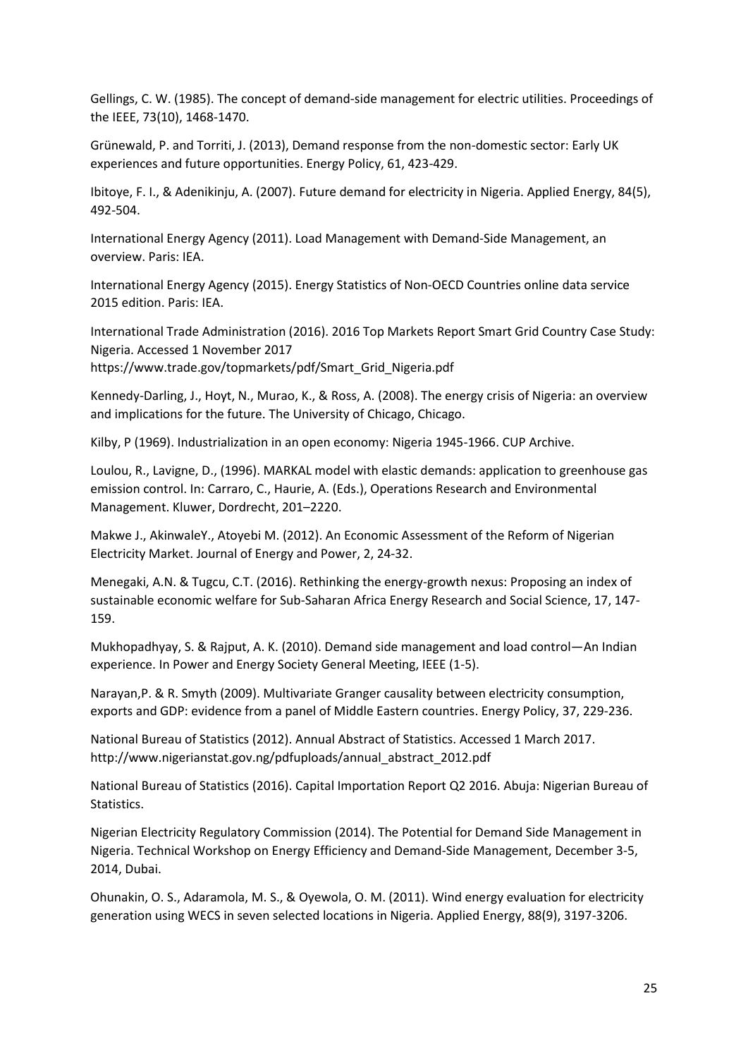Gellings, C. W. (1985). The concept of demand-side management for electric utilities. Proceedings of the IEEE, 73(10), 1468-1470.

Grünewald, P. and Torriti, J. (2013), Demand response from the non-domestic sector: Early UK experiences and future opportunities. Energy Policy, 61, 423-429.

Ibitoye, F. I., & Adenikinju, A. (2007). Future demand for electricity in Nigeria. Applied Energy, 84(5), 492-504.

International Energy Agency (2011). Load Management with Demand-Side Management, an overview. Paris: IEA.

International Energy Agency (2015). Energy Statistics of Non-OECD Countries online data service 2015 edition. Paris: IEA.

International Trade Administration (2016). 2016 Top Markets Report Smart Grid Country Case Study: Nigeria. Accessed 1 November 2017 https://www.trade.gov/topmarkets/pdf/Smart_Grid_Nigeria.pdf

Kennedy-Darling, J., Hoyt, N., Murao, K., & Ross, A. (2008). The energy crisis of Nigeria: an overview and implications for the future. The University of Chicago, Chicago.

Kilby, P (1969). Industrialization in an open economy: Nigeria 1945-1966. CUP Archive.

Loulou, R., Lavigne, D., (1996). MARKAL model with elastic demands: application to greenhouse gas emission control. In: Carraro, C., Haurie, A. (Eds.), Operations Research and Environmental Management. Kluwer, Dordrecht, 201–2220.

Makwe J., AkinwaleY., Atoyebi M. (2012). An Economic Assessment of the Reform of Nigerian Electricity Market. Journal of Energy and Power, 2, 24-32.

Menegaki, A.N. & Tugcu, C.T. (2016). Rethinking the energy-growth nexus: Proposing an index of sustainable economic welfare for Sub-Saharan Africa Energy Research and Social Science, 17, 147-159.

Mukhopadhyay, S. & Rajput, A. K. (2010). Demand side management and load control—An Indian experience. In Power and Energy Society General Meeting, IEEE (1-5).

Narayan,P. & R. Smyth (2009). Multivariate Granger causality between electricity consumption, exports and GDP: evidence from a panel of Middle Eastern countries. Energy Policy, 37, 229-236.

National Bureau of Statistics (2012). Annual Abstract of Statistics. Accessed 1 March 2017. http://www.nigerianstat.gov.ng/pdfuploads/annual_abstract_2012.pdf

National Bureau of Statistics (2016). Capital Importation Report Q2 2016. Abuja: Nigerian Bureau of Statistics.

Nigerian Electricity Regulatory Commission (2014). The Potential for Demand Side Management in Nigeria. Technical Workshop on Energy Efficiency and Demand-Side Management, December 3-5, 2014, Dubai.

Ohunakin, O. S., Adaramola, M. S., & Oyewola, O. M. (2011). Wind energy evaluation for electricity generation using WECS in seven selected locations in Nigeria. Applied Energy, 88(9), 3197-3206.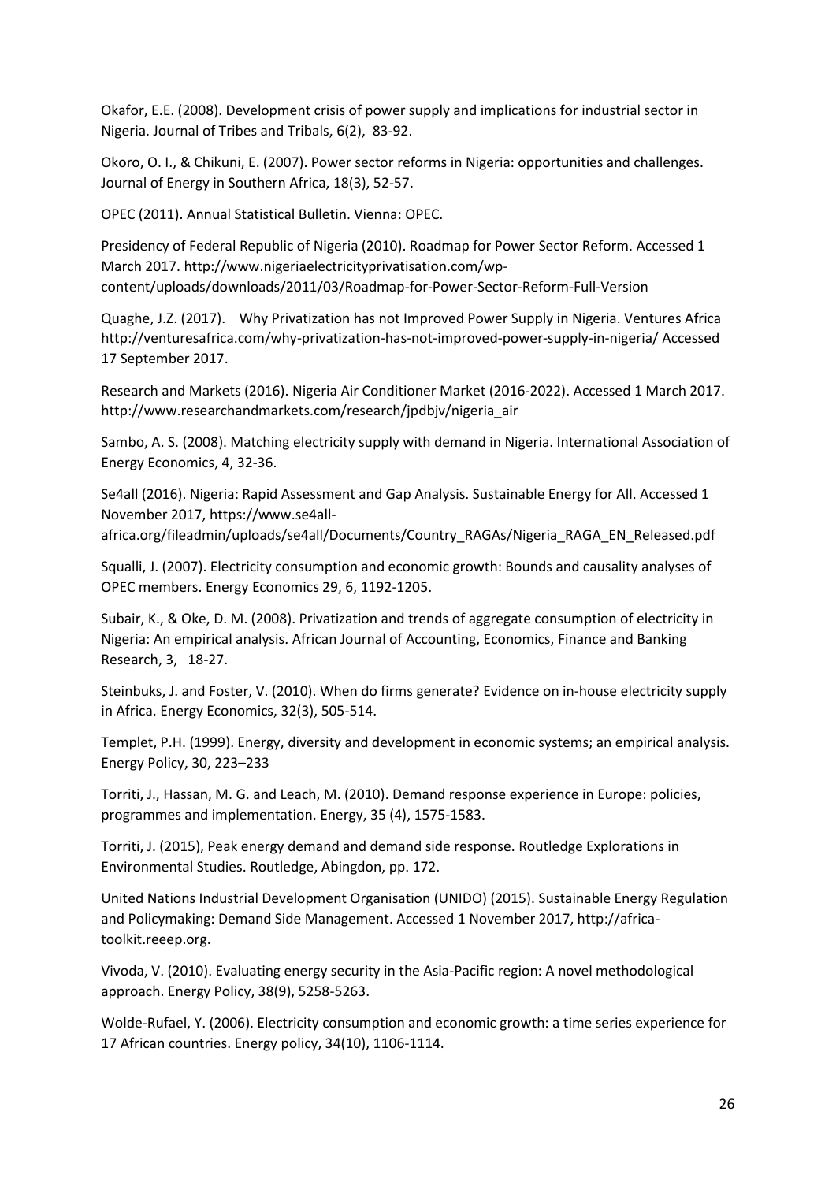Okafor, E.E. (2008). Development crisis of power supply and implications for industrial sector in Nigeria. Journal of Tribes and Tribals, 6(2), 83-92.

Okoro, O. I., & Chikuni, E. (2007). Power sector reforms in Nigeria: opportunities and challenges. Journal of Energy in Southern Africa, 18(3), 52-57.

OPEC (2011). Annual Statistical Bulletin. Vienna: OPEC.

Presidency of Federal Republic of Nigeria (2010). Roadmap for Power Sector Reform. Accessed 1 March 2017. http://www.nigeriaelectricityprivatisation.com/wp-content/uploads/downloads/2011/03/Roadmap-for-Power-Sector-Reform-Full-Version

Quaghe, J.Z. (2017). Why Privatization has not Improved Power Supply in Nigeria. Ventures Africa http://venturesafrica.com/why-privatization-has-not-improved-power-supply-in-nigeria/ Accessed 17 September 2017.

Research and Markets (2016). Nigeria Air Conditioner Market (2016-2022). Accessed 1 March 2017. http://www.researchandmarkets.com/research/jpdbjv/nigeria_air

Sambo, A. S. (2008). Matching electricity supply with demand in Nigeria. International Association of Energy Economics, 4, 32-36.

Se4all (2016). Nigeria: Rapid Assessment and Gap Analysis. Sustainable Energy for All. Accessed 1 November 2017, https://www.se4all-africa.org/fileadmin/uploads/se4all/Documents/Country_RAGAs/Nigeria_RAGA_EN_Released.pdf

Squalli, J. (2007). Electricity consumption and economic growth: Bounds and causality analyses of OPEC members. Energy Economics 29, 6, 1192-1205.

Subair, K., & Oke, D. M. (2008). Privatization and trends of aggregate consumption of electricity in Nigeria: An empirical analysis. African Journal of Accounting, Economics, Finance and Banking Research, 3, 18-27.

Steinbuks, J. and Foster, V. (2010). When do firms generate? Evidence on in-house electricity supply in Africa. Energy Economics, 32(3), 505-514.

Templet, P.H. (1999). Energy, diversity and development in economic systems; an empirical analysis. Energy Policy, 30, 223–233

Torriti, J., Hassan, M. G. and Leach, M. (2010). Demand response experience in Europe: policies, programmes and implementation. Energy, 35 (4), 1575-1583.

Torriti, J. (2015), Peak energy demand and demand side response. Routledge Explorations in Environmental Studies. Routledge, Abingdon, pp. 172.

United Nations Industrial Development Organisation (UNIDO) (2015). Sustainable Energy Regulation and Policymaking: Demand Side Management. Accessed 1 November 2017, http://africa-toolkit.reeep.org.

Vivoda, V. (2010). Evaluating energy security in the Asia-Pacific region: A novel methodological approach. Energy Policy, 38(9), 5258-5263.

Wolde-Rufael, Y. (2006). Electricity consumption and economic growth: a time series experience for 17 African countries. Energy policy, 34(10), 1106-1114.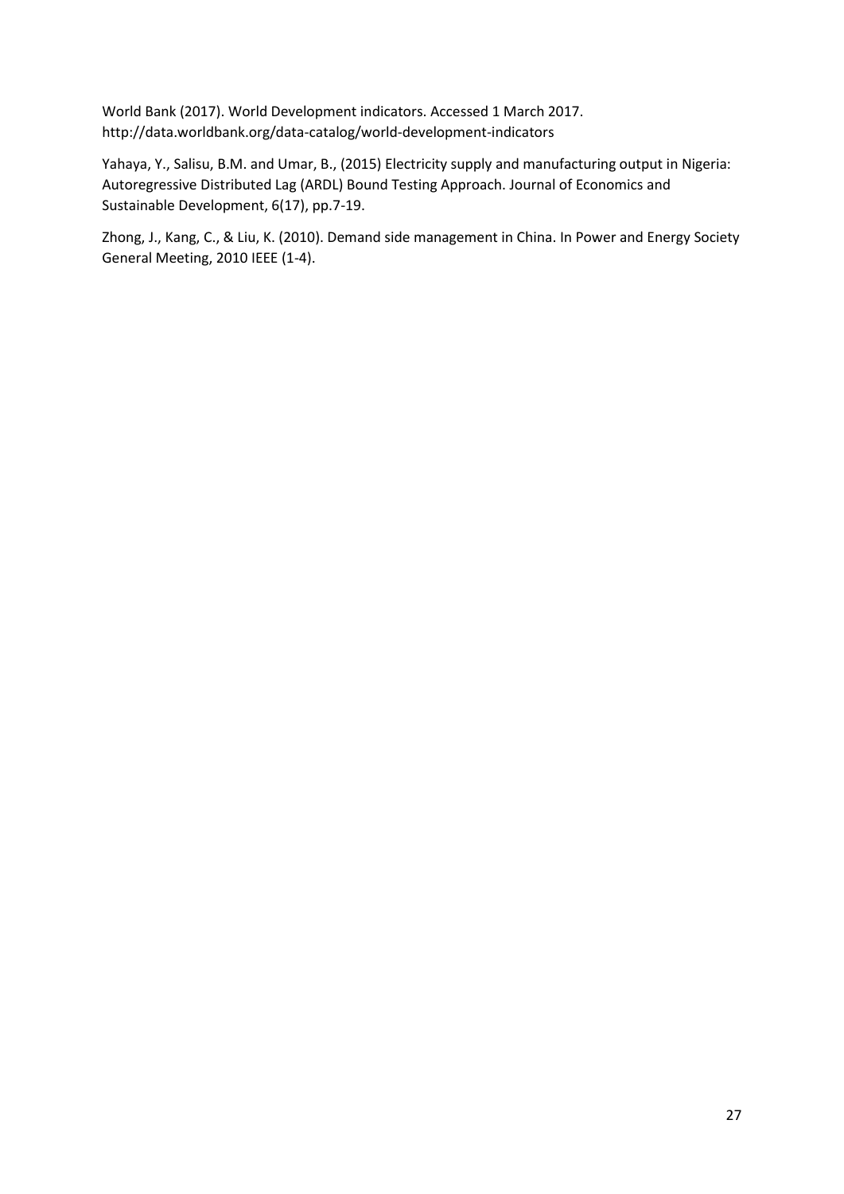World Bank (2017). World Development indicators. Accessed 1 March 2017. http://data.worldbank.org/data-catalog/world-development-indicators

Yahaya, Y., Salisu, B.M. and Umar, B., (2015) Electricity supply and manufacturing output in Nigeria: Autoregressive Distributed Lag (ARDL) Bound Testing Approach. Journal of Economics and Sustainable Development, 6(17), pp.7-19.

Zhong, J., Kang, C., & Liu, K. (2010). Demand side management in China. In Power and Energy Society General Meeting, 2010 IEEE (1-4).